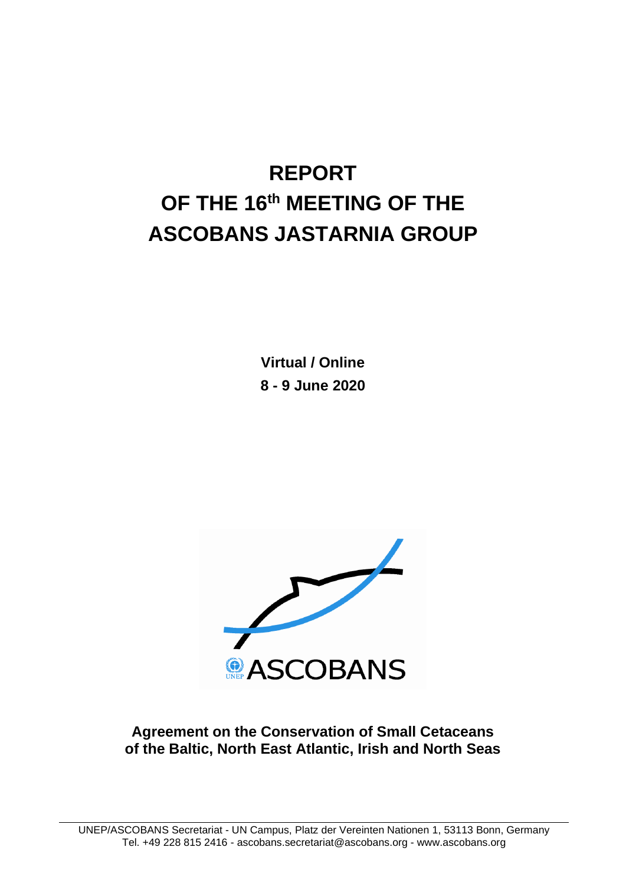# REPORT
# OF THE 16th MEETING OF THE
# ASCOBANS JASTARNIA GROUP

**Virtual / Online**

**8 - 9 June 2020**

ASCOBANS

**Agreement on the Conservation of Small Cetaceans of the Baltic, North East Atlantic, Irish and North Seas**

UNEP/ASCOBANS Secretariat - UN Campus, Platz der Vereinten Nationen 1, 53113 Bonn, Germany
Tel. +49 228 815 2416 - ascobans.secretariat@ascobans.org - www.ascobans.org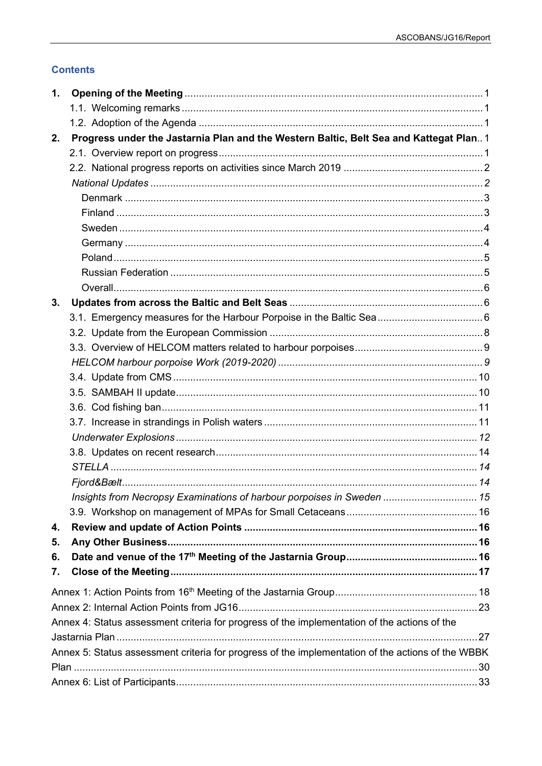## Contents

**1. Opening of the Meeting** ........ 1
- 1.1. Welcoming remarks ........ 1
- 1.2. Adoption of the Agenda ........ 1

**2. Progress under the Jastarnia Plan and the Western Baltic, Belt Sea and Kattegat Plan** .. 1
- 2.1. Overview report on progress ........ 1
- 2.2. National progress reports on activities since March 2019 ........ 2
  - *National Updates* ........ 2
    - Denmark ........ 3
    - Finland ........ 3
    - Sweden ........ 4
    - Germany ........ 4
    - Poland ........ 5
    - Russian Federation ........ 5
    - Overall ........ 6

**3. Updates from across the Baltic and Belt Seas** ........ 6
- 3.1. Emergency measures for the Harbour Porpoise in the Baltic Sea ........ 6
- 3.2. Update from the European Commission ........ 8
- 3.3. Overview of HELCOM matters related to harbour porpoises ........ 9
  - *HELCOM harbour porpoise Work (2019-2020)* ........ 9
- 3.4. Update from CMS ........ 10
- 3.5. SAMBAH II update ........ 10
- 3.6. Cod fishing ban ........ 11
- 3.7. Increase in strandings in Polish waters ........ 11
  - *Underwater Explosions* ........ 12
- 3.8. Updates on recent research ........ 14
  - *STELLA* ........ 14
  - *Fjord&Bælt* ........ 14
  - *Insights from Necropsy Examinations of harbour porpoises in Sweden* ........ 15
- 3.9. Workshop on management of MPAs for Small Cetaceans ........ 16

**4. Review and update of Action Points** ........ 16

**5. Any Other Business** ........ 16

**6. Date and venue of the 17th Meeting of the Jastarnia Group** ........ 16

**7. Close of the Meeting** ........ 17

Annex 1: Action Points from 16th Meeting of the Jastarnia Group ........ 18

Annex 2: Internal Action Points from JG16 ........ 23

Annex 4: Status assessment criteria for progress of the implementation of the actions of the Jastarnia Plan ........ 27

Annex 5: Status assessment criteria for progress of the implementation of the actions of the WBBK Plan ........ 30

Annex 6: List of Participants ........ 33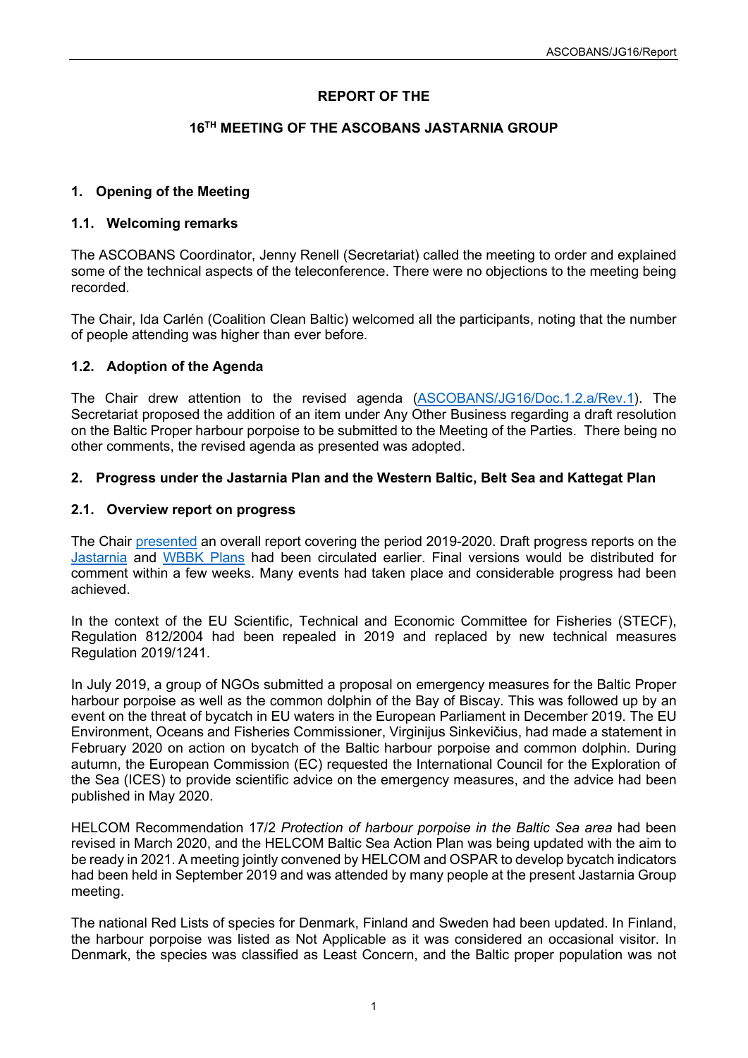# REPORT OF THE

# 16[TH] MEETING OF THE ASCOBANS JASTARNIA GROUP

## 1. Opening of the Meeting

### 1.1. Welcoming remarks

The ASCOBANS Coordinator, Jenny Renell (Secretariat) called the meeting to order and explained some of the technical aspects of the teleconference. There were no objections to the meeting being recorded.

The Chair, Ida Carlén (Coalition Clean Baltic) welcomed all the participants, noting that the number of people attending was higher than ever before.

### 1.2. Adoption of the Agenda

The Chair drew attention to the revised agenda (ASCOBANS/JG16/Doc.1.2.a/Rev.1). The Secretariat proposed the addition of an item under Any Other Business regarding a draft resolution on the Baltic Proper harbour porpoise to be submitted to the Meeting of the Parties. There being no other comments, the revised agenda as presented was adopted.

## 2. Progress under the Jastarnia Plan and the Western Baltic, Belt Sea and Kattegat Plan

### 2.1. Overview report on progress

The Chair presented an overall report covering the period 2019-2020. Draft progress reports on the Jastarnia and WBBK Plans had been circulated earlier. Final versions would be distributed for comment within a few weeks. Many events had taken place and considerable progress had been achieved.

In the context of the EU Scientific, Technical and Economic Committee for Fisheries (STECF), Regulation 812/2004 had been repealed in 2019 and replaced by new technical measures Regulation 2019/1241.

In July 2019, a group of NGOs submitted a proposal on emergency measures for the Baltic Proper harbour porpoise as well as the common dolphin of the Bay of Biscay. This was followed up by an event on the threat of bycatch in EU waters in the European Parliament in December 2019. The EU Environment, Oceans and Fisheries Commissioner, Virginijus Sinkevičius, had made a statement in February 2020 on action on bycatch of the Baltic harbour porpoise and common dolphin. During autumn, the European Commission (EC) requested the International Council for the Exploration of the Sea (ICES) to provide scientific advice on the emergency measures, and the advice had been published in May 2020.

HELCOM Recommendation 17/2 *Protection of harbour porpoise in the Baltic Sea area* had been revised in March 2020, and the HELCOM Baltic Sea Action Plan was being updated with the aim to be ready in 2021. A meeting jointly convened by HELCOM and OSPAR to develop bycatch indicators had been held in September 2019 and was attended by many people at the present Jastarnia Group meeting.

The national Red Lists of species for Denmark, Finland and Sweden had been updated. In Finland, the harbour porpoise was listed as Not Applicable as it was considered an occasional visitor. In Denmark, the species was classified as Least Concern, and the Baltic proper population was not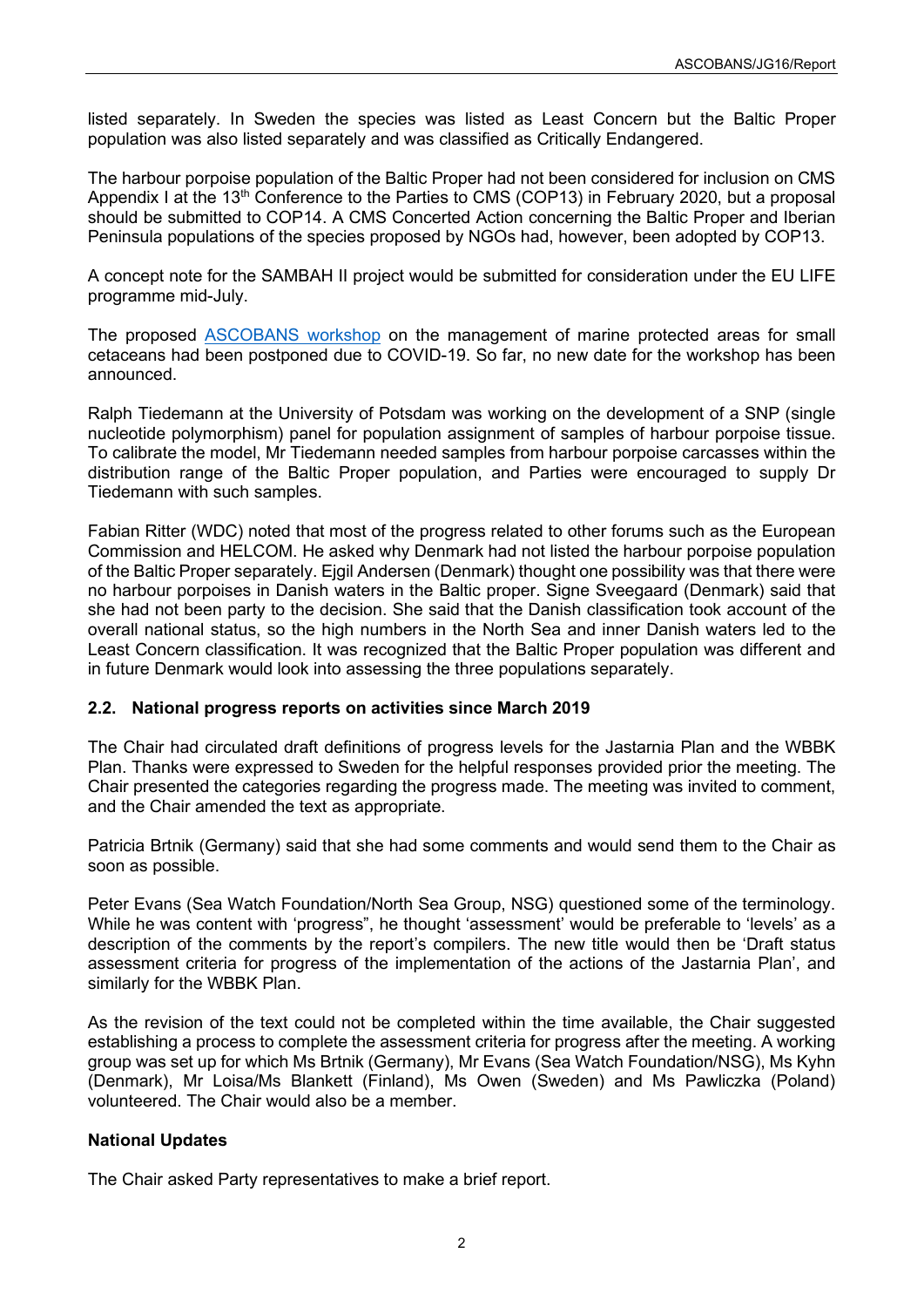listed separately. In Sweden the species was listed as Least Concern but the Baltic Proper population was also listed separately and was classified as Critically Endangered.

The harbour porpoise population of the Baltic Proper had not been considered for inclusion on CMS Appendix I at the 13th Conference to the Parties to CMS (COP13) in February 2020, but a proposal should be submitted to COP14. A CMS Concerted Action concerning the Baltic Proper and Iberian Peninsula populations of the species proposed by NGOs had, however, been adopted by COP13.

A concept note for the SAMBAH II project would be submitted for consideration under the EU LIFE programme mid-July.

The proposed ASCOBANS workshop on the management of marine protected areas for small cetaceans had been postponed due to COVID-19. So far, no new date for the workshop has been announced.

Ralph Tiedemann at the University of Potsdam was working on the development of a SNP (single nucleotide polymorphism) panel for population assignment of samples of harbour porpoise tissue. To calibrate the model, Mr Tiedemann needed samples from harbour porpoise carcasses within the distribution range of the Baltic Proper population, and Parties were encouraged to supply Dr Tiedemann with such samples.

Fabian Ritter (WDC) noted that most of the progress related to other forums such as the European Commission and HELCOM. He asked why Denmark had not listed the harbour porpoise population of the Baltic Proper separately. Ejgil Andersen (Denmark) thought one possibility was that there were no harbour porpoises in Danish waters in the Baltic proper. Signe Sveegaard (Denmark) said that she had not been party to the decision. She said that the Danish classification took account of the overall national status, so the high numbers in the North Sea and inner Danish waters led to the Least Concern classification. It was recognized that the Baltic Proper population was different and in future Denmark would look into assessing the three populations separately.

### 2.2. National progress reports on activities since March 2019

The Chair had circulated draft definitions of progress levels for the Jastarnia Plan and the WBBK Plan. Thanks were expressed to Sweden for the helpful responses provided prior the meeting. The Chair presented the categories regarding the progress made. The meeting was invited to comment, and the Chair amended the text as appropriate.

Patricia Brtnik (Germany) said that she had some comments and would send them to the Chair as soon as possible.

Peter Evans (Sea Watch Foundation/North Sea Group, NSG) questioned some of the terminology. While he was content with 'progress", he thought 'assessment' would be preferable to 'levels' as a description of the comments by the report's compilers. The new title would then be 'Draft status assessment criteria for progress of the implementation of the actions of the Jastarnia Plan', and similarly for the WBBK Plan.

As the revision of the text could not be completed within the time available, the Chair suggested establishing a process to complete the assessment criteria for progress after the meeting. A working group was set up for which Ms Brtnik (Germany), Mr Evans (Sea Watch Foundation/NSG), Ms Kyhn (Denmark), Mr Loisa/Ms Blankett (Finland), Ms Owen (Sweden) and Ms Pawliczka (Poland) volunteered. The Chair would also be a member.

#### National Updates

The Chair asked Party representatives to make a brief report.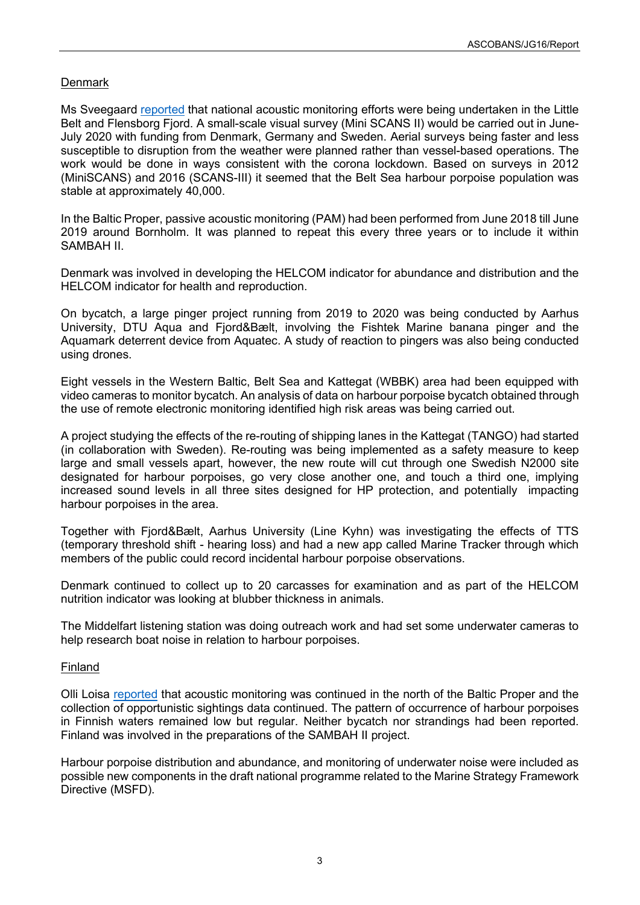## Denmark

Ms Sveegaard reported that national acoustic monitoring efforts were being undertaken in the Little Belt and Flensborg Fjord. A small-scale visual survey (Mini SCANS II) would be carried out in June-July 2020 with funding from Denmark, Germany and Sweden. Aerial surveys being faster and less susceptible to disruption from the weather were planned rather than vessel-based operations. The work would be done in ways consistent with the corona lockdown. Based on surveys in 2012 (MiniSCANS) and 2016 (SCANS-III) it seemed that the Belt Sea harbour porpoise population was stable at approximately 40,000.

In the Baltic Proper, passive acoustic monitoring (PAM) had been performed from June 2018 till June 2019 around Bornholm. It was planned to repeat this every three years or to include it within SAMBAH II.

Denmark was involved in developing the HELCOM indicator for abundance and distribution and the HELCOM indicator for health and reproduction.

On bycatch, a large pinger project running from 2019 to 2020 was being conducted by Aarhus University, DTU Aqua and Fjord&Bælt, involving the Fishtek Marine banana pinger and the Aquamark deterrent device from Aquatec. A study of reaction to pingers was also being conducted using drones.

Eight vessels in the Western Baltic, Belt Sea and Kattegat (WBBK) area had been equipped with video cameras to monitor bycatch. An analysis of data on harbour porpoise bycatch obtained through the use of remote electronic monitoring identified high risk areas was being carried out.

A project studying the effects of the re-routing of shipping lanes in the Kattegat (TANGO) had started (in collaboration with Sweden). Re-routing was being implemented as a safety measure to keep large and small vessels apart, however, the new route will cut through one Swedish N2000 site designated for harbour porpoises, go very close another one, and touch a third one, implying increased sound levels in all three sites designed for HP protection, and potentially impacting harbour porpoises in the area.

Together with Fjord&Bælt, Aarhus University (Line Kyhn) was investigating the effects of TTS (temporary threshold shift - hearing loss) and had a new app called Marine Tracker through which members of the public could record incidental harbour porpoise observations.

Denmark continued to collect up to 20 carcasses for examination and as part of the HELCOM nutrition indicator was looking at blubber thickness in animals.

The Middelfart listening station was doing outreach work and had set some underwater cameras to help research boat noise in relation to harbour porpoises.

## Finland

Olli Loisa reported that acoustic monitoring was continued in the north of the Baltic Proper and the collection of opportunistic sightings data continued. The pattern of occurrence of harbour porpoises in Finnish waters remained low but regular. Neither bycatch nor strandings had been reported. Finland was involved in the preparations of the SAMBAH II project.

Harbour porpoise distribution and abundance, and monitoring of underwater noise were included as possible new components in the draft national programme related to the Marine Strategy Framework Directive (MSFD).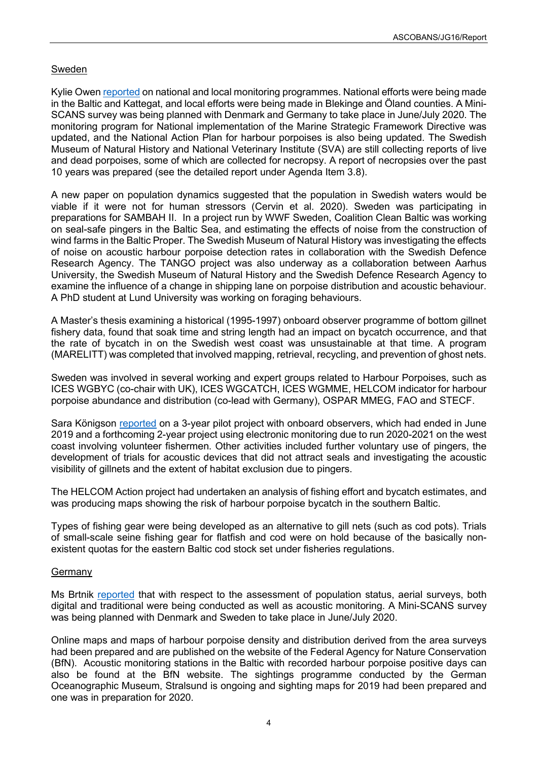Sweden

Kylie Owen reported on national and local monitoring programmes. National efforts were being made in the Baltic and Kattegat, and local efforts were being made in Blekinge and Öland counties. A Mini-SCANS survey was being planned with Denmark and Germany to take place in June/July 2020. The monitoring program for National implementation of the Marine Strategic Framework Directive was updated, and the National Action Plan for harbour porpoises is also being updated. The Swedish Museum of Natural History and National Veterinary Institute (SVA) are still collecting reports of live and dead porpoises, some of which are collected for necropsy. A report of necropsies over the past 10 years was prepared (see the detailed report under Agenda Item 3.8).

A new paper on population dynamics suggested that the population in Swedish waters would be viable if it were not for human stressors (Cervin et al. 2020). Sweden was participating in preparations for SAMBAH II. In a project run by WWF Sweden, Coalition Clean Baltic was working on seal-safe pingers in the Baltic Sea, and estimating the effects of noise from the construction of wind farms in the Baltic Proper. The Swedish Museum of Natural History was investigating the effects of noise on acoustic harbour porpoise detection rates in collaboration with the Swedish Defence Research Agency. The TANGO project was also underway as a collaboration between Aarhus University, the Swedish Museum of Natural History and the Swedish Defence Research Agency to examine the influence of a change in shipping lane on porpoise distribution and acoustic behaviour. A PhD student at Lund University was working on foraging behaviours.

A Master's thesis examining a historical (1995-1997) onboard observer programme of bottom gillnet fishery data, found that soak time and string length had an impact on bycatch occurrence, and that the rate of bycatch in on the Swedish west coast was unsustainable at that time. A program (MARELITT) was completed that involved mapping, retrieval, recycling, and prevention of ghost nets.

Sweden was involved in several working and expert groups related to Harbour Porpoises, such as ICES WGBYC (co-chair with UK), ICES WGCATCH, ICES WGMME, HELCOM indicator for harbour porpoise abundance and distribution (co-lead with Germany), OSPAR MMEG, FAO and STECF.

Sara Königson reported on a 3-year pilot project with onboard observers, which had ended in June 2019 and a forthcoming 2-year project using electronic monitoring due to run 2020-2021 on the west coast involving volunteer fishermen. Other activities included further voluntary use of pingers, the development of trials for acoustic devices that did not attract seals and investigating the acoustic visibility of gillnets and the extent of habitat exclusion due to pingers.

The HELCOM Action project had undertaken an analysis of fishing effort and bycatch estimates, and was producing maps showing the risk of harbour porpoise bycatch in the southern Baltic.

Types of fishing gear were being developed as an alternative to gill nets (such as cod pots). Trials of small-scale seine fishing gear for flatfish and cod were on hold because of the basically non-existent quotas for the eastern Baltic cod stock set under fisheries regulations.

Germany

Ms Brtnik reported that with respect to the assessment of population status, aerial surveys, both digital and traditional were being conducted as well as acoustic monitoring. A Mini-SCANS survey was being planned with Denmark and Sweden to take place in June/July 2020.

Online maps and maps of harbour porpoise density and distribution derived from the area surveys had been prepared and are published on the website of the Federal Agency for Nature Conservation (BfN). Acoustic monitoring stations in the Baltic with recorded harbour porpoise positive days can also be found at the BfN website. The sightings programme conducted by the German Oceanographic Museum, Stralsund is ongoing and sighting maps for 2019 had been prepared and one was in preparation for 2020.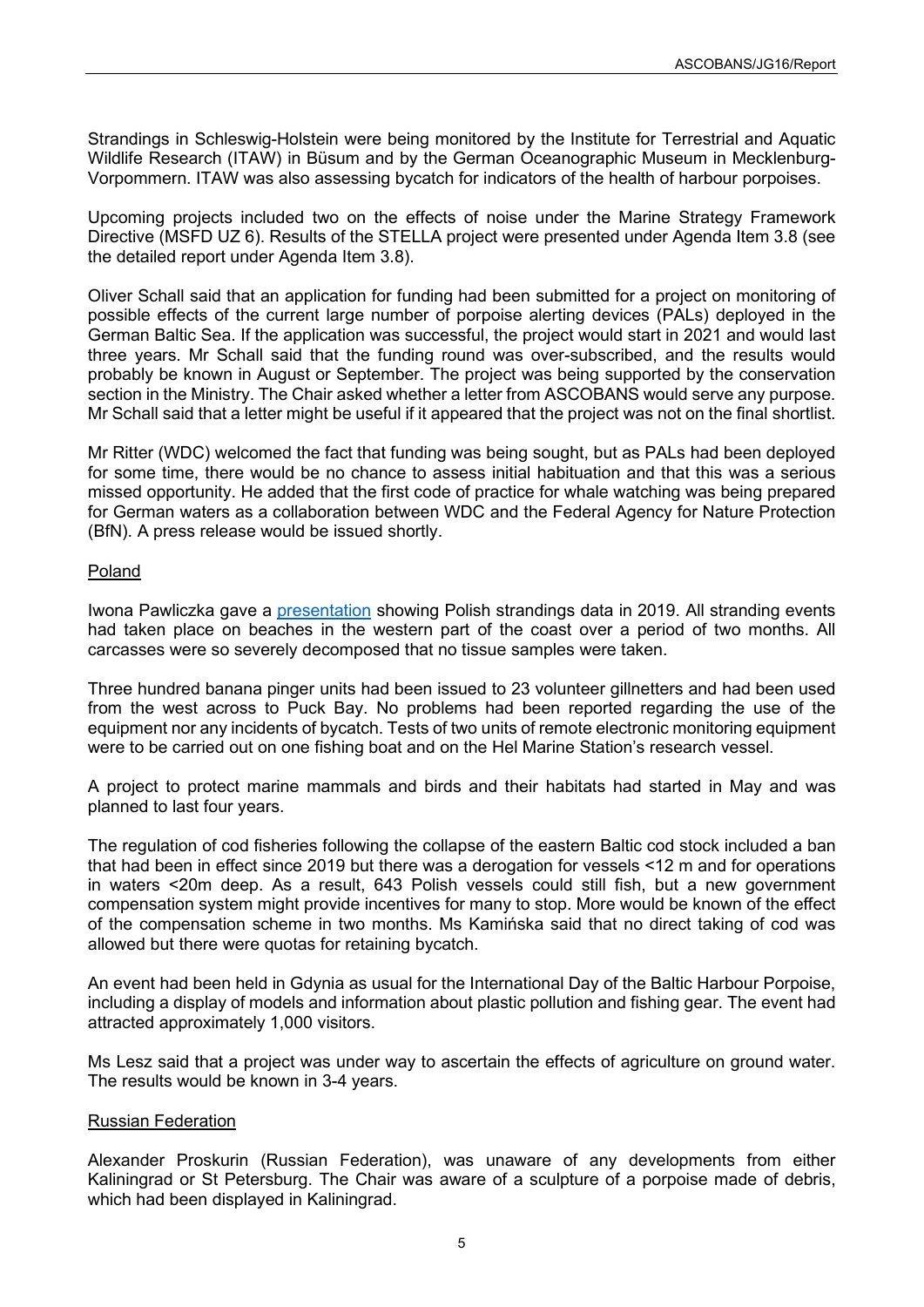Strandings in Schleswig-Holstein were being monitored by the Institute for Terrestrial and Aquatic Wildlife Research (ITAW) in Büsum and by the German Oceanographic Museum in Mecklenburg-Vorpommern. ITAW was also assessing bycatch for indicators of the health of harbour porpoises.

Upcoming projects included two on the effects of noise under the Marine Strategy Framework Directive (MSFD UZ 6). Results of the STELLA project were presented under Agenda Item 3.8 (see the detailed report under Agenda Item 3.8).

Oliver Schall said that an application for funding had been submitted for a project on monitoring of possible effects of the current large number of porpoise alerting devices (PALs) deployed in the German Baltic Sea. If the application was successful, the project would start in 2021 and would last three years. Mr Schall said that the funding round was over-subscribed, and the results would probably be known in August or September. The project was being supported by the conservation section in the Ministry. The Chair asked whether a letter from ASCOBANS would serve any purpose. Mr Schall said that a letter might be useful if it appeared that the project was not on the final shortlist.

Mr Ritter (WDC) welcomed the fact that funding was being sought, but as PALs had been deployed for some time, there would be no chance to assess initial habituation and that this was a serious missed opportunity. He added that the first code of practice for whale watching was being prepared for German waters as a collaboration between WDC and the Federal Agency for Nature Protection (BfN). A press release would be issued shortly.

Poland

Iwona Pawliczka gave a presentation showing Polish strandings data in 2019. All stranding events had taken place on beaches in the western part of the coast over a period of two months. All carcasses were so severely decomposed that no tissue samples were taken.

Three hundred banana pinger units had been issued to 23 volunteer gillnetters and had been used from the west across to Puck Bay. No problems had been reported regarding the use of the equipment nor any incidents of bycatch. Tests of two units of remote electronic monitoring equipment were to be carried out on one fishing boat and on the Hel Marine Station's research vessel.

A project to protect marine mammals and birds and their habitats had started in May and was planned to last four years.

The regulation of cod fisheries following the collapse of the eastern Baltic cod stock included a ban that had been in effect since 2019 but there was a derogation for vessels <12 m and for operations in waters <20m deep. As a result, 643 Polish vessels could still fish, but a new government compensation system might provide incentives for many to stop. More would be known of the effect of the compensation scheme in two months. Ms Kamińska said that no direct taking of cod was allowed but there were quotas for retaining bycatch.

An event had been held in Gdynia as usual for the International Day of the Baltic Harbour Porpoise, including a display of models and information about plastic pollution and fishing gear. The event had attracted approximately 1,000 visitors.

Ms Lesz said that a project was under way to ascertain the effects of agriculture on ground water. The results would be known in 3-4 years.

Russian Federation

Alexander Proskurin (Russian Federation), was unaware of any developments from either Kaliningrad or St Petersburg. The Chair was aware of a sculpture of a porpoise made of debris, which had been displayed in Kaliningrad.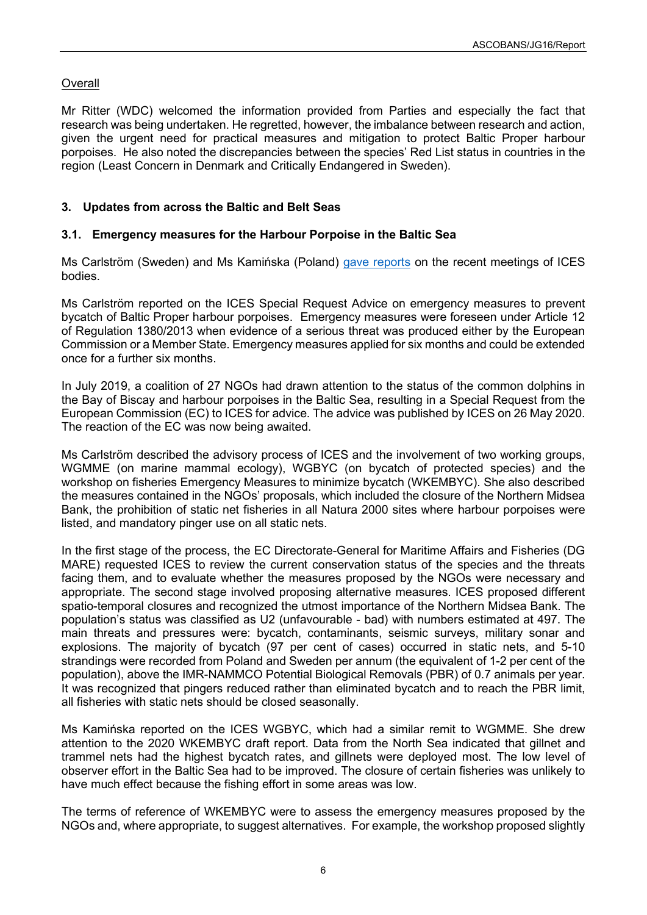Overall

Mr Ritter (WDC) welcomed the information provided from Parties and especially the fact that research was being undertaken. He regretted, however, the imbalance between research and action, given the urgent need for practical measures and mitigation to protect Baltic Proper harbour porpoises. He also noted the discrepancies between the species' Red List status in countries in the region (Least Concern in Denmark and Critically Endangered in Sweden).

## 3. Updates from across the Baltic and Belt Seas

### 3.1. Emergency measures for the Harbour Porpoise in the Baltic Sea

Ms Carlström (Sweden) and Ms Kamińska (Poland) gave reports on the recent meetings of ICES bodies.

Ms Carlström reported on the ICES Special Request Advice on emergency measures to prevent bycatch of Baltic Proper harbour porpoises. Emergency measures were foreseen under Article 12 of Regulation 1380/2013 when evidence of a serious threat was produced either by the European Commission or a Member State. Emergency measures applied for six months and could be extended once for a further six months.

In July 2019, a coalition of 27 NGOs had drawn attention to the status of the common dolphins in the Bay of Biscay and harbour porpoises in the Baltic Sea, resulting in a Special Request from the European Commission (EC) to ICES for advice. The advice was published by ICES on 26 May 2020. The reaction of the EC was now being awaited.

Ms Carlström described the advisory process of ICES and the involvement of two working groups, WGMME (on marine mammal ecology), WGBYC (on bycatch of protected species) and the workshop on fisheries Emergency Measures to minimize bycatch (WKEMBYC). She also described the measures contained in the NGOs' proposals, which included the closure of the Northern Midsea Bank, the prohibition of static net fisheries in all Natura 2000 sites where harbour porpoises were listed, and mandatory pinger use on all static nets.

In the first stage of the process, the EC Directorate-General for Maritime Affairs and Fisheries (DG MARE) requested ICES to review the current conservation status of the species and the threats facing them, and to evaluate whether the measures proposed by the NGOs were necessary and appropriate. The second stage involved proposing alternative measures. ICES proposed different spatio-temporal closures and recognized the utmost importance of the Northern Midsea Bank. The population's status was classified as U2 (unfavourable - bad) with numbers estimated at 497. The main threats and pressures were: bycatch, contaminants, seismic surveys, military sonar and explosions. The majority of bycatch (97 per cent of cases) occurred in static nets, and 5-10 strandings were recorded from Poland and Sweden per annum (the equivalent of 1-2 per cent of the population), above the IMR-NAMMCO Potential Biological Removals (PBR) of 0.7 animals per year. It was recognized that pingers reduced rather than eliminated bycatch and to reach the PBR limit, all fisheries with static nets should be closed seasonally.

Ms Kamińska reported on the ICES WGBYC, which had a similar remit to WGMME. She drew attention to the 2020 WKEMBYC draft report. Data from the North Sea indicated that gillnet and trammel nets had the highest bycatch rates, and gillnets were deployed most. The low level of observer effort in the Baltic Sea had to be improved. The closure of certain fisheries was unlikely to have much effect because the fishing effort in some areas was low.

The terms of reference of WKEMBYC were to assess the emergency measures proposed by the NGOs and, where appropriate, to suggest alternatives. For example, the workshop proposed slightly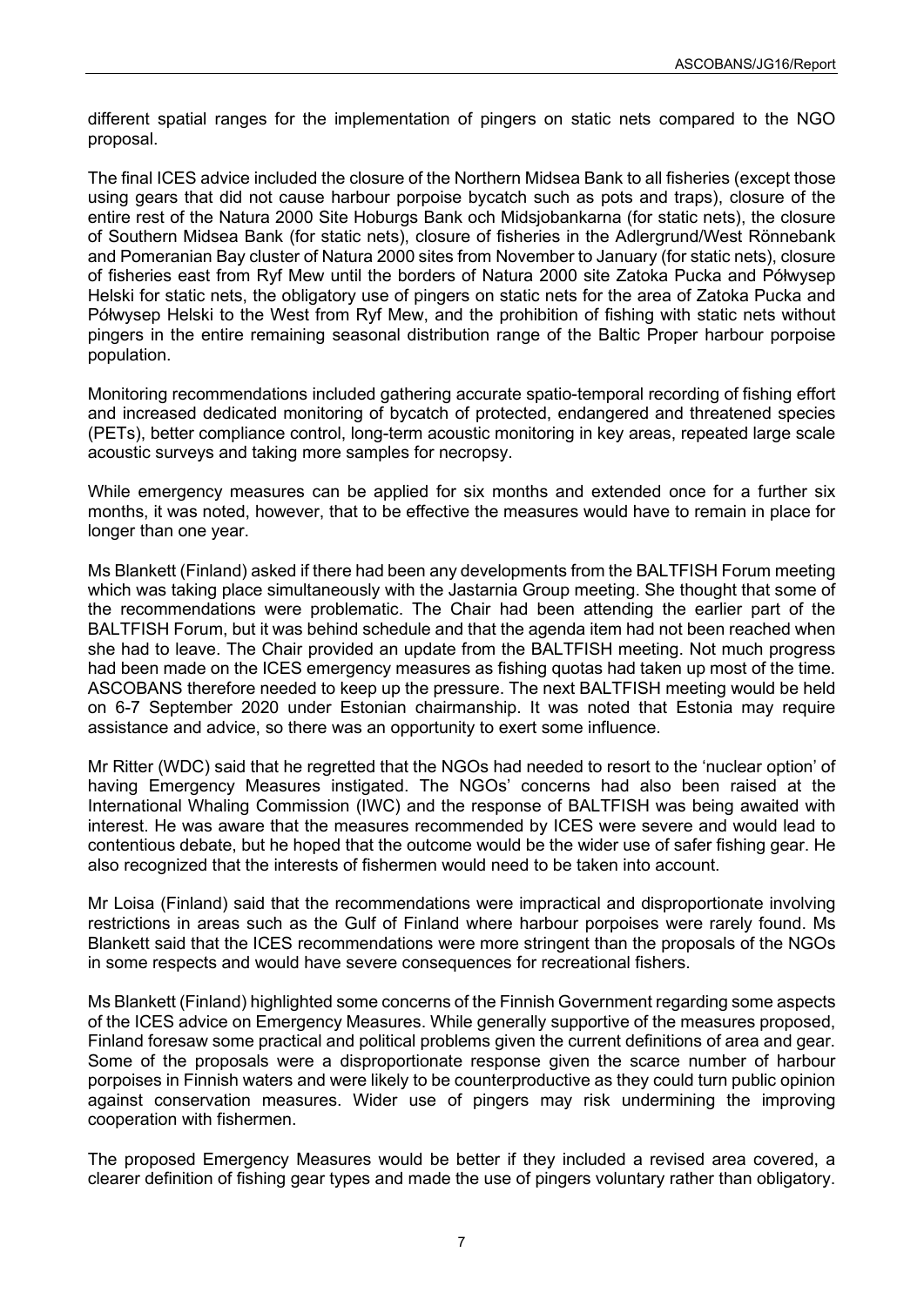different spatial ranges for the implementation of pingers on static nets compared to the NGO proposal.

The final ICES advice included the closure of the Northern Midsea Bank to all fisheries (except those using gears that did not cause harbour porpoise bycatch such as pots and traps), closure of the entire rest of the Natura 2000 Site Hoburgs Bank och Midsjobankarna (for static nets), the closure of Southern Midsea Bank (for static nets), closure of fisheries in the Adlergrund/West Rönnebank and Pomeranian Bay cluster of Natura 2000 sites from November to January (for static nets), closure of fisheries east from Ryf Mew until the borders of Natura 2000 site Zatoka Pucka and Półwysep Helski for static nets, the obligatory use of pingers on static nets for the area of Zatoka Pucka and Półwysep Helski to the West from Ryf Mew, and the prohibition of fishing with static nets without pingers in the entire remaining seasonal distribution range of the Baltic Proper harbour porpoise population.

Monitoring recommendations included gathering accurate spatio-temporal recording of fishing effort and increased dedicated monitoring of bycatch of protected, endangered and threatened species (PETs), better compliance control, long-term acoustic monitoring in key areas, repeated large scale acoustic surveys and taking more samples for necropsy.

While emergency measures can be applied for six months and extended once for a further six months, it was noted, however, that to be effective the measures would have to remain in place for longer than one year.

Ms Blankett (Finland) asked if there had been any developments from the BALTFISH Forum meeting which was taking place simultaneously with the Jastarnia Group meeting. She thought that some of the recommendations were problematic. The Chair had been attending the earlier part of the BALTFISH Forum, but it was behind schedule and that the agenda item had not been reached when she had to leave. The Chair provided an update from the BALTFISH meeting. Not much progress had been made on the ICES emergency measures as fishing quotas had taken up most of the time. ASCOBANS therefore needed to keep up the pressure. The next BALTFISH meeting would be held on 6-7 September 2020 under Estonian chairmanship. It was noted that Estonia may require assistance and advice, so there was an opportunity to exert some influence.

Mr Ritter (WDC) said that he regretted that the NGOs had needed to resort to the 'nuclear option' of having Emergency Measures instigated. The NGOs' concerns had also been raised at the International Whaling Commission (IWC) and the response of BALTFISH was being awaited with interest. He was aware that the measures recommended by ICES were severe and would lead to contentious debate, but he hoped that the outcome would be the wider use of safer fishing gear. He also recognized that the interests of fishermen would need to be taken into account.

Mr Loisa (Finland) said that the recommendations were impractical and disproportionate involving restrictions in areas such as the Gulf of Finland where harbour porpoises were rarely found. Ms Blankett said that the ICES recommendations were more stringent than the proposals of the NGOs in some respects and would have severe consequences for recreational fishers.

Ms Blankett (Finland) highlighted some concerns of the Finnish Government regarding some aspects of the ICES advice on Emergency Measures. While generally supportive of the measures proposed, Finland foresaw some practical and political problems given the current definitions of area and gear. Some of the proposals were a disproportionate response given the scarce number of harbour porpoises in Finnish waters and were likely to be counterproductive as they could turn public opinion against conservation measures. Wider use of pingers may risk undermining the improving cooperation with fishermen.

The proposed Emergency Measures would be better if they included a revised area covered, a clearer definition of fishing gear types and made the use of pingers voluntary rather than obligatory.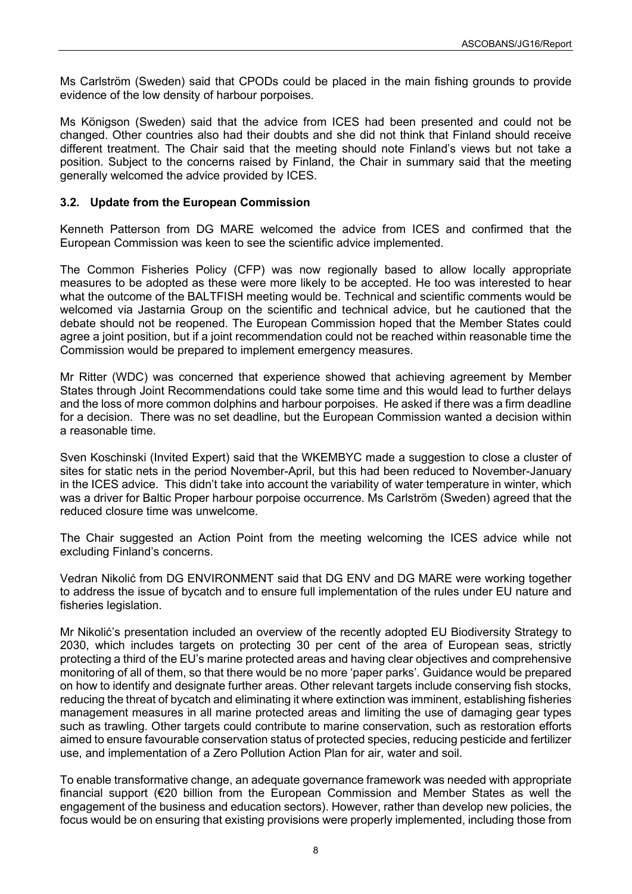Ms Carlström (Sweden) said that CPODs could be placed in the main fishing grounds to provide evidence of the low density of harbour porpoises.

Ms Königson (Sweden) said that the advice from ICES had been presented and could not be changed. Other countries also had their doubts and she did not think that Finland should receive different treatment. The Chair said that the meeting should note Finland's views but not take a position. Subject to the concerns raised by Finland, the Chair in summary said that the meeting generally welcomed the advice provided by ICES.

### 3.2. Update from the European Commission

Kenneth Patterson from DG MARE welcomed the advice from ICES and confirmed that the European Commission was keen to see the scientific advice implemented.

The Common Fisheries Policy (CFP) was now regionally based to allow locally appropriate measures to be adopted as these were more likely to be accepted. He too was interested to hear what the outcome of the BALTFISH meeting would be. Technical and scientific comments would be welcomed via Jastarnia Group on the scientific and technical advice, but he cautioned that the debate should not be reopened. The European Commission hoped that the Member States could agree a joint position, but if a joint recommendation could not be reached within reasonable time the Commission would be prepared to implement emergency measures.

Mr Ritter (WDC) was concerned that experience showed that achieving agreement by Member States through Joint Recommendations could take some time and this would lead to further delays and the loss of more common dolphins and harbour porpoises. He asked if there was a firm deadline for a decision. There was no set deadline, but the European Commission wanted a decision within a reasonable time.

Sven Koschinski (Invited Expert) said that the WKEMBYC made a suggestion to close a cluster of sites for static nets in the period November-April, but this had been reduced to November-January in the ICES advice. This didn't take into account the variability of water temperature in winter, which was a driver for Baltic Proper harbour porpoise occurrence. Ms Carlström (Sweden) agreed that the reduced closure time was unwelcome.

The Chair suggested an Action Point from the meeting welcoming the ICES advice while not excluding Finland's concerns.

Vedran Nikolić from DG ENVIRONMENT said that DG ENV and DG MARE were working together to address the issue of bycatch and to ensure full implementation of the rules under EU nature and fisheries legislation.

Mr Nikolić's presentation included an overview of the recently adopted EU Biodiversity Strategy to 2030, which includes targets on protecting 30 per cent of the area of European seas, strictly protecting a third of the EU's marine protected areas and having clear objectives and comprehensive monitoring of all of them, so that there would be no more 'paper parks'. Guidance would be prepared on how to identify and designate further areas. Other relevant targets include conserving fish stocks, reducing the threat of bycatch and eliminating it where extinction was imminent, establishing fisheries management measures in all marine protected areas and limiting the use of damaging gear types such as trawling. Other targets could contribute to marine conservation, such as restoration efforts aimed to ensure favourable conservation status of protected species, reducing pesticide and fertilizer use, and implementation of a Zero Pollution Action Plan for air, water and soil.

To enable transformative change, an adequate governance framework was needed with appropriate financial support (€20 billion from the European Commission and Member States as well the engagement of the business and education sectors). However, rather than develop new policies, the focus would be on ensuring that existing provisions were properly implemented, including those from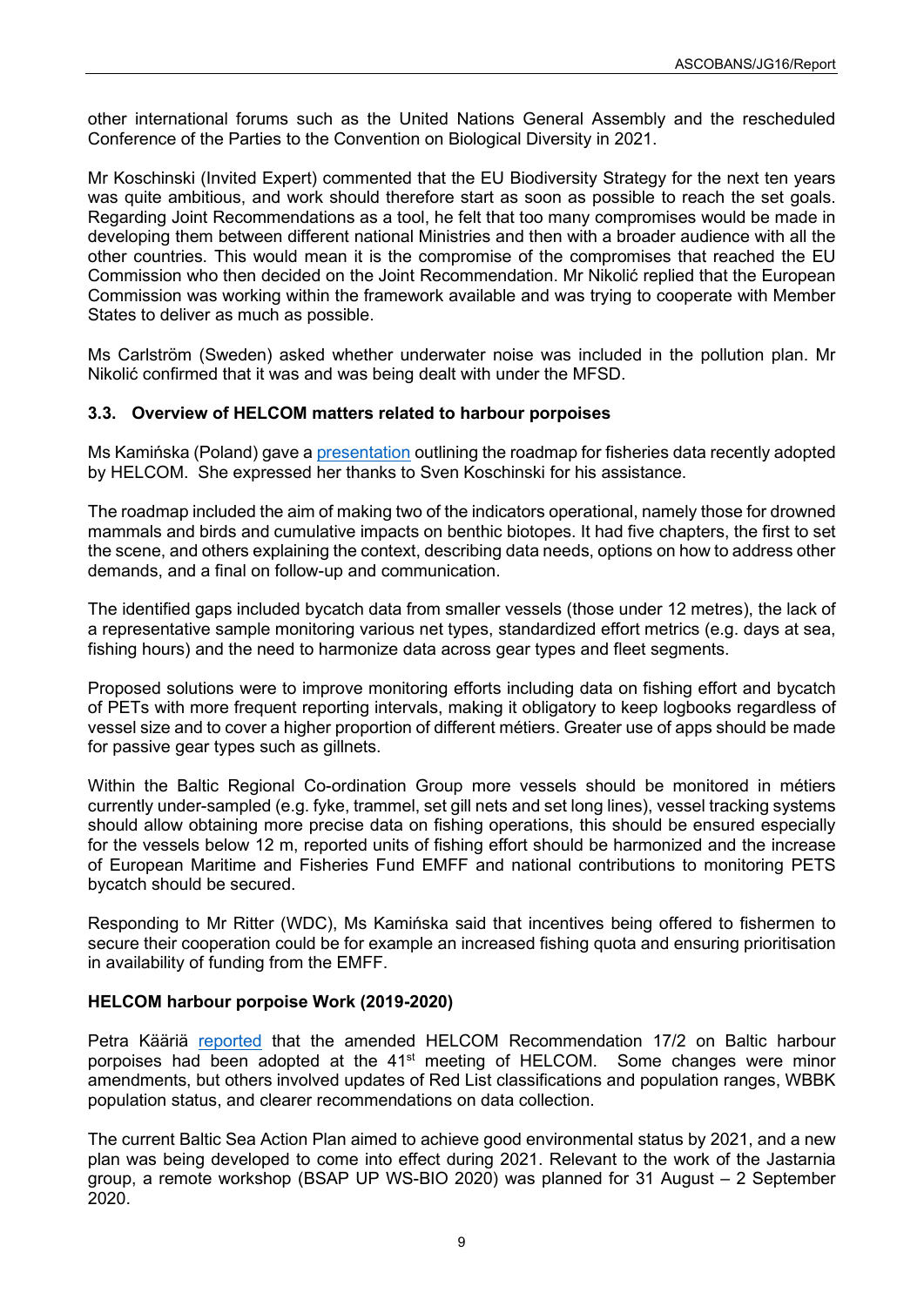other international forums such as the United Nations General Assembly and the rescheduled Conference of the Parties to the Convention on Biological Diversity in 2021.

Mr Koschinski (Invited Expert) commented that the EU Biodiversity Strategy for the next ten years was quite ambitious, and work should therefore start as soon as possible to reach the set goals. Regarding Joint Recommendations as a tool, he felt that too many compromises would be made in developing them between different national Ministries and then with a broader audience with all the other countries. This would mean it is the compromise of the compromises that reached the EU Commission who then decided on the Joint Recommendation. Mr Nikolić replied that the European Commission was working within the framework available and was trying to cooperate with Member States to deliver as much as possible.

Ms Carlström (Sweden) asked whether underwater noise was included in the pollution plan. Mr Nikolić confirmed that it was and was being dealt with under the MFSD.

### 3.3. Overview of HELCOM matters related to harbour porpoises

Ms Kamińska (Poland) gave a presentation outlining the roadmap for fisheries data recently adopted by HELCOM. She expressed her thanks to Sven Koschinski for his assistance.

The roadmap included the aim of making two of the indicators operational, namely those for drowned mammals and birds and cumulative impacts on benthic biotopes. It had five chapters, the first to set the scene, and others explaining the context, describing data needs, options on how to address other demands, and a final on follow-up and communication.

The identified gaps included bycatch data from smaller vessels (those under 12 metres), the lack of a representative sample monitoring various net types, standardized effort metrics (e.g. days at sea, fishing hours) and the need to harmonize data across gear types and fleet segments.

Proposed solutions were to improve monitoring efforts including data on fishing effort and bycatch of PETs with more frequent reporting intervals, making it obligatory to keep logbooks regardless of vessel size and to cover a higher proportion of different métiers. Greater use of apps should be made for passive gear types such as gillnets.

Within the Baltic Regional Co-ordination Group more vessels should be monitored in métiers currently under-sampled (e.g. fyke, trammel, set gill nets and set long lines), vessel tracking systems should allow obtaining more precise data on fishing operations, this should be ensured especially for the vessels below 12 m, reported units of fishing effort should be harmonized and the increase of European Maritime and Fisheries Fund EMFF and national contributions to monitoring PETS bycatch should be secured.

Responding to Mr Ritter (WDC), Ms Kamińska said that incentives being offered to fishermen to secure their cooperation could be for example an increased fishing quota and ensuring prioritisation in availability of funding from the EMFF.

**HELCOM harbour porpoise Work (2019-2020)**

Petra Kääriä reported that the amended HELCOM Recommendation 17/2 on Baltic harbour porpoises had been adopted at the 41st meeting of HELCOM. Some changes were minor amendments, but others involved updates of Red List classifications and population ranges, WBBK population status, and clearer recommendations on data collection.

The current Baltic Sea Action Plan aimed to achieve good environmental status by 2021, and a new plan was being developed to come into effect during 2021. Relevant to the work of the Jastarnia group, a remote workshop (BSAP UP WS-BIO 2020) was planned for 31 August – 2 September 2020.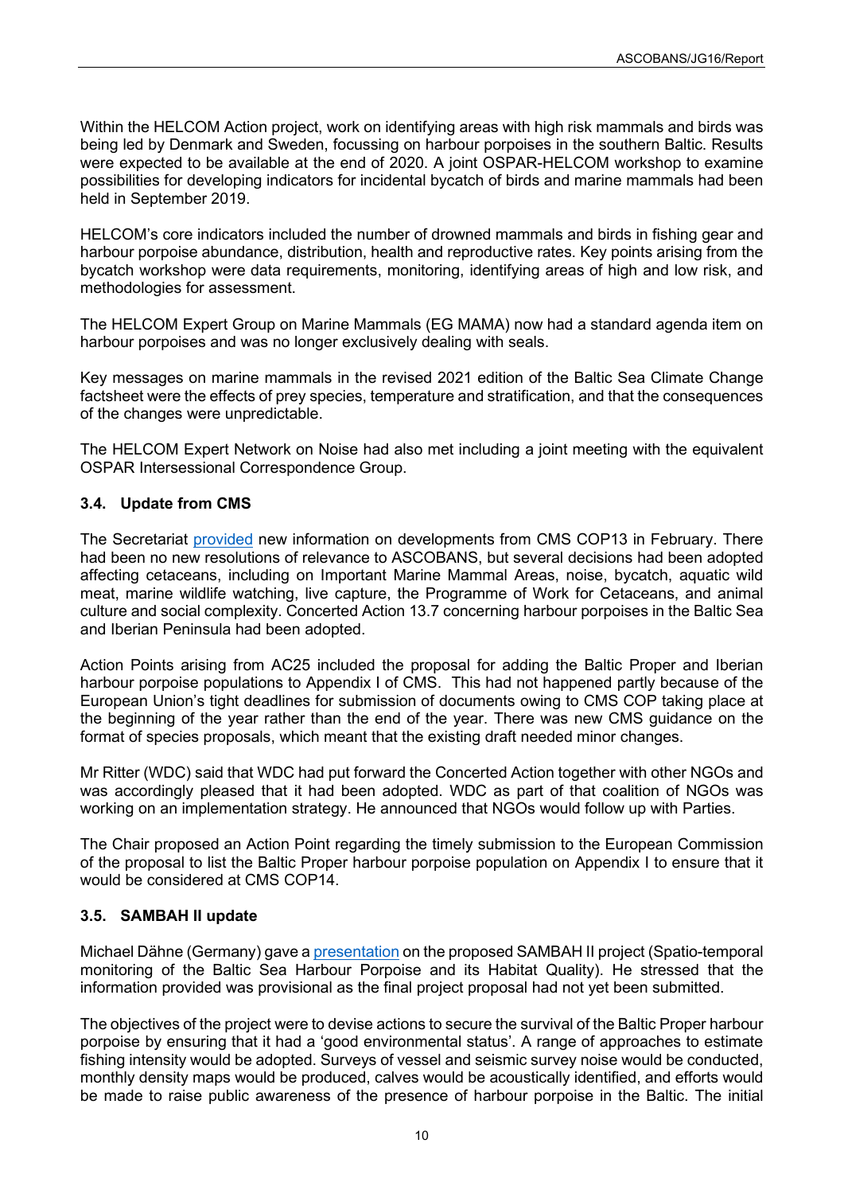Within the HELCOM Action project, work on identifying areas with high risk mammals and birds was being led by Denmark and Sweden, focussing on harbour porpoises in the southern Baltic. Results were expected to be available at the end of 2020. A joint OSPAR-HELCOM workshop to examine possibilities for developing indicators for incidental bycatch of birds and marine mammals had been held in September 2019.

HELCOM's core indicators included the number of drowned mammals and birds in fishing gear and harbour porpoise abundance, distribution, health and reproductive rates. Key points arising from the bycatch workshop were data requirements, monitoring, identifying areas of high and low risk, and methodologies for assessment.

The HELCOM Expert Group on Marine Mammals (EG MAMA) now had a standard agenda item on harbour porpoises and was no longer exclusively dealing with seals.

Key messages on marine mammals in the revised 2021 edition of the Baltic Sea Climate Change factsheet were the effects of prey species, temperature and stratification, and that the consequences of the changes were unpredictable.

The HELCOM Expert Network on Noise had also met including a joint meeting with the equivalent OSPAR Intersessional Correspondence Group.

### 3.4. Update from CMS

The Secretariat provided new information on developments from CMS COP13 in February. There had been no new resolutions of relevance to ASCOBANS, but several decisions had been adopted affecting cetaceans, including on Important Marine Mammal Areas, noise, bycatch, aquatic wild meat, marine wildlife watching, live capture, the Programme of Work for Cetaceans, and animal culture and social complexity. Concerted Action 13.7 concerning harbour porpoises in the Baltic Sea and Iberian Peninsula had been adopted.

Action Points arising from AC25 included the proposal for adding the Baltic Proper and Iberian harbour porpoise populations to Appendix I of CMS. This had not happened partly because of the European Union's tight deadlines for submission of documents owing to CMS COP taking place at the beginning of the year rather than the end of the year. There was new CMS guidance on the format of species proposals, which meant that the existing draft needed minor changes.

Mr Ritter (WDC) said that WDC had put forward the Concerted Action together with other NGOs and was accordingly pleased that it had been adopted. WDC as part of that coalition of NGOs was working on an implementation strategy. He announced that NGOs would follow up with Parties.

The Chair proposed an Action Point regarding the timely submission to the European Commission of the proposal to list the Baltic Proper harbour porpoise population on Appendix I to ensure that it would be considered at CMS COP14.

### 3.5. SAMBAH II update

Michael Dähne (Germany) gave a presentation on the proposed SAMBAH II project (Spatio-temporal monitoring of the Baltic Sea Harbour Porpoise and its Habitat Quality). He stressed that the information provided was provisional as the final project proposal had not yet been submitted.

The objectives of the project were to devise actions to secure the survival of the Baltic Proper harbour porpoise by ensuring that it had a 'good environmental status'. A range of approaches to estimate fishing intensity would be adopted. Surveys of vessel and seismic survey noise would be conducted, monthly density maps would be produced, calves would be acoustically identified, and efforts would be made to raise public awareness of the presence of harbour porpoise in the Baltic. The initial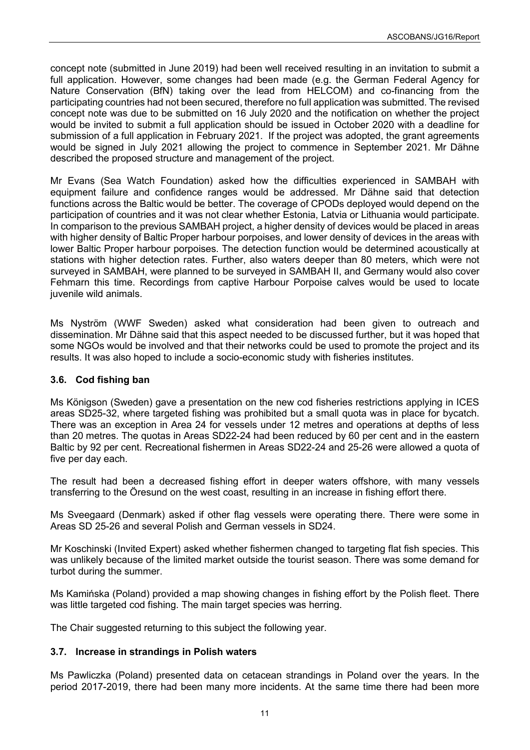concept note (submitted in June 2019) had been well received resulting in an invitation to submit a full application. However, some changes had been made (e.g. the German Federal Agency for Nature Conservation (BfN) taking over the lead from HELCOM) and co-financing from the participating countries had not been secured, therefore no full application was submitted. The revised concept note was due to be submitted on 16 July 2020 and the notification on whether the project would be invited to submit a full application should be issued in October 2020 with a deadline for submission of a full application in February 2021. If the project was adopted, the grant agreements would be signed in July 2021 allowing the project to commence in September 2021. Mr Dähne described the proposed structure and management of the project.

Mr Evans (Sea Watch Foundation) asked how the difficulties experienced in SAMBAH with equipment failure and confidence ranges would be addressed. Mr Dähne said that detection functions across the Baltic would be better. The coverage of CPODs deployed would depend on the participation of countries and it was not clear whether Estonia, Latvia or Lithuania would participate. In comparison to the previous SAMBAH project, a higher density of devices would be placed in areas with higher density of Baltic Proper harbour porpoises, and lower density of devices in the areas with lower Baltic Proper harbour porpoises. The detection function would be determined acoustically at stations with higher detection rates. Further, also waters deeper than 80 meters, which were not surveyed in SAMBAH, were planned to be surveyed in SAMBAH II, and Germany would also cover Fehmarn this time. Recordings from captive Harbour Porpoise calves would be used to locate juvenile wild animals.

Ms Nyström (WWF Sweden) asked what consideration had been given to outreach and dissemination. Mr Dähne said that this aspect needed to be discussed further, but it was hoped that some NGOs would be involved and that their networks could be used to promote the project and its results. It was also hoped to include a socio-economic study with fisheries institutes.

### 3.6. Cod fishing ban

Ms Königson (Sweden) gave a presentation on the new cod fisheries restrictions applying in ICES areas SD25-32, where targeted fishing was prohibited but a small quota was in place for bycatch. There was an exception in Area 24 for vessels under 12 metres and operations at depths of less than 20 metres. The quotas in Areas SD22-24 had been reduced by 60 per cent and in the eastern Baltic by 92 per cent. Recreational fishermen in Areas SD22-24 and 25-26 were allowed a quota of five per day each.

The result had been a decreased fishing effort in deeper waters offshore, with many vessels transferring to the Öresund on the west coast, resulting in an increase in fishing effort there.

Ms Sveegaard (Denmark) asked if other flag vessels were operating there. There were some in Areas SD 25-26 and several Polish and German vessels in SD24.

Mr Koschinski (Invited Expert) asked whether fishermen changed to targeting flat fish species. This was unlikely because of the limited market outside the tourist season. There was some demand for turbot during the summer.

Ms Kamińska (Poland) provided a map showing changes in fishing effort by the Polish fleet. There was little targeted cod fishing. The main target species was herring.

The Chair suggested returning to this subject the following year.

### 3.7. Increase in strandings in Polish waters

Ms Pawliczka (Poland) presented data on cetacean strandings in Poland over the years. In the period 2017-2019, there had been many more incidents. At the same time there had been more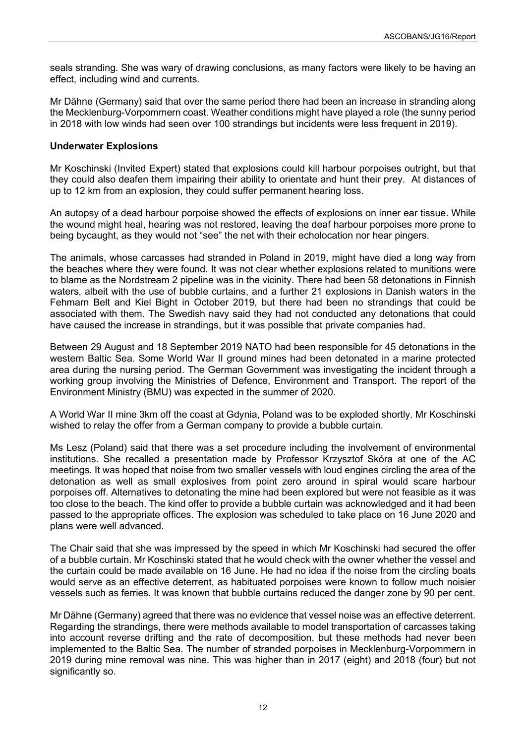seals stranding. She was wary of drawing conclusions, as many factors were likely to be having an effect, including wind and currents.

Mr Dähne (Germany) said that over the same period there had been an increase in stranding along the Mecklenburg-Vorpommern coast. Weather conditions might have played a role (the sunny period in 2018 with low winds had seen over 100 strandings but incidents were less frequent in 2019).

**Underwater Explosions**

Mr Koschinski (Invited Expert) stated that explosions could kill harbour porpoises outright, but that they could also deafen them impairing their ability to orientate and hunt their prey. At distances of up to 12 km from an explosion, they could suffer permanent hearing loss.

An autopsy of a dead harbour porpoise showed the effects of explosions on inner ear tissue. While the wound might heal, hearing was not restored, leaving the deaf harbour porpoises more prone to being bycaught, as they would not "see" the net with their echolocation nor hear pingers.

The animals, whose carcasses had stranded in Poland in 2019, might have died a long way from the beaches where they were found. It was not clear whether explosions related to munitions were to blame as the Nordstream 2 pipeline was in the vicinity. There had been 58 detonations in Finnish waters, albeit with the use of bubble curtains, and a further 21 explosions in Danish waters in the Fehmarn Belt and Kiel Bight in October 2019, but there had been no strandings that could be associated with them. The Swedish navy said they had not conducted any detonations that could have caused the increase in strandings, but it was possible that private companies had.

Between 29 August and 18 September 2019 NATO had been responsible for 45 detonations in the western Baltic Sea. Some World War II ground mines had been detonated in a marine protected area during the nursing period. The German Government was investigating the incident through a working group involving the Ministries of Defence, Environment and Transport. The report of the Environment Ministry (BMU) was expected in the summer of 2020.

A World War II mine 3km off the coast at Gdynia, Poland was to be exploded shortly. Mr Koschinski wished to relay the offer from a German company to provide a bubble curtain.

Ms Lesz (Poland) said that there was a set procedure including the involvement of environmental institutions. She recalled a presentation made by Professor Krzysztof Skóra at one of the AC meetings. It was hoped that noise from two smaller vessels with loud engines circling the area of the detonation as well as small explosives from point zero around in spiral would scare harbour porpoises off. Alternatives to detonating the mine had been explored but were not feasible as it was too close to the beach. The kind offer to provide a bubble curtain was acknowledged and it had been passed to the appropriate offices. The explosion was scheduled to take place on 16 June 2020 and plans were well advanced.

The Chair said that she was impressed by the speed in which Mr Koschinski had secured the offer of a bubble curtain. Mr Koschinski stated that he would check with the owner whether the vessel and the curtain could be made available on 16 June. He had no idea if the noise from the circling boats would serve as an effective deterrent, as habituated porpoises were known to follow much noisier vessels such as ferries. It was known that bubble curtains reduced the danger zone by 90 per cent.

Mr Dähne (Germany) agreed that there was no evidence that vessel noise was an effective deterrent. Regarding the strandings, there were methods available to model transportation of carcasses taking into account reverse drifting and the rate of decomposition, but these methods had never been implemented to the Baltic Sea. The number of stranded porpoises in Mecklenburg-Vorpommern in 2019 during mine removal was nine. This was higher than in 2017 (eight) and 2018 (four) but not significantly so.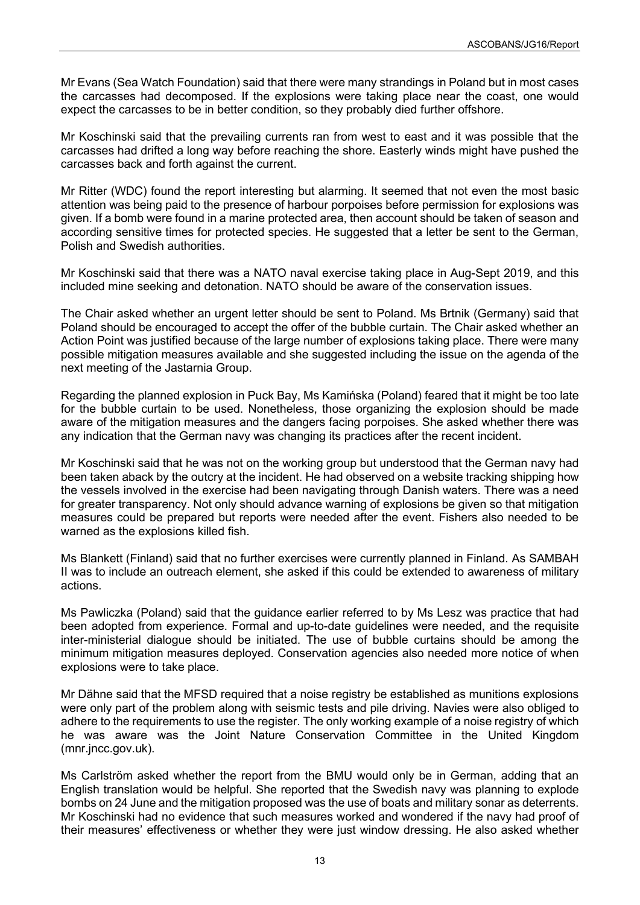Mr Evans (Sea Watch Foundation) said that there were many strandings in Poland but in most cases the carcasses had decomposed. If the explosions were taking place near the coast, one would expect the carcasses to be in better condition, so they probably died further offshore.

Mr Koschinski said that the prevailing currents ran from west to east and it was possible that the carcasses had drifted a long way before reaching the shore. Easterly winds might have pushed the carcasses back and forth against the current.

Mr Ritter (WDC) found the report interesting but alarming. It seemed that not even the most basic attention was being paid to the presence of harbour porpoises before permission for explosions was given. If a bomb were found in a marine protected area, then account should be taken of season and according sensitive times for protected species. He suggested that a letter be sent to the German, Polish and Swedish authorities.

Mr Koschinski said that there was a NATO naval exercise taking place in Aug-Sept 2019, and this included mine seeking and detonation. NATO should be aware of the conservation issues.

The Chair asked whether an urgent letter should be sent to Poland. Ms Brtnik (Germany) said that Poland should be encouraged to accept the offer of the bubble curtain. The Chair asked whether an Action Point was justified because of the large number of explosions taking place. There were many possible mitigation measures available and she suggested including the issue on the agenda of the next meeting of the Jastarnia Group.

Regarding the planned explosion in Puck Bay, Ms Kamińska (Poland) feared that it might be too late for the bubble curtain to be used. Nonetheless, those organizing the explosion should be made aware of the mitigation measures and the dangers facing porpoises. She asked whether there was any indication that the German navy was changing its practices after the recent incident.

Mr Koschinski said that he was not on the working group but understood that the German navy had been taken aback by the outcry at the incident. He had observed on a website tracking shipping how the vessels involved in the exercise had been navigating through Danish waters. There was a need for greater transparency. Not only should advance warning of explosions be given so that mitigation measures could be prepared but reports were needed after the event. Fishers also needed to be warned as the explosions killed fish.

Ms Blankett (Finland) said that no further exercises were currently planned in Finland. As SAMBAH II was to include an outreach element, she asked if this could be extended to awareness of military actions.

Ms Pawliczka (Poland) said that the guidance earlier referred to by Ms Lesz was practice that had been adopted from experience. Formal and up-to-date guidelines were needed, and the requisite inter-ministerial dialogue should be initiated. The use of bubble curtains should be among the minimum mitigation measures deployed. Conservation agencies also needed more notice of when explosions were to take place.

Mr Dähne said that the MFSD required that a noise registry be established as munitions explosions were only part of the problem along with seismic tests and pile driving. Navies were also obliged to adhere to the requirements to use the register. The only working example of a noise registry of which he was aware was the Joint Nature Conservation Committee in the United Kingdom (mnr.jncc.gov.uk).

Ms Carlström asked whether the report from the BMU would only be in German, adding that an English translation would be helpful. She reported that the Swedish navy was planning to explode bombs on 24 June and the mitigation proposed was the use of boats and military sonar as deterrents. Mr Koschinski had no evidence that such measures worked and wondered if the navy had proof of their measures' effectiveness or whether they were just window dressing. He also asked whether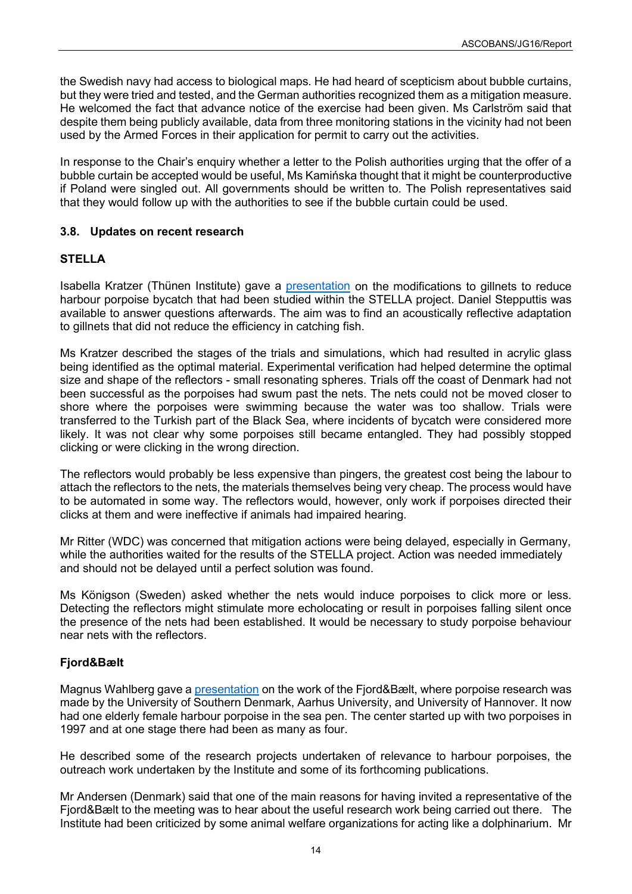the Swedish navy had access to biological maps. He had heard of scepticism about bubble curtains, but they were tried and tested, and the German authorities recognized them as a mitigation measure. He welcomed the fact that advance notice of the exercise had been given. Ms Carlström said that despite them being publicly available, data from three monitoring stations in the vicinity had not been used by the Armed Forces in their application for permit to carry out the activities.

In response to the Chair's enquiry whether a letter to the Polish authorities urging that the offer of a bubble curtain be accepted would be useful, Ms Kamińska thought that it might be counterproductive if Poland were singled out. All governments should be written to. The Polish representatives said that they would follow up with the authorities to see if the bubble curtain could be used.

### 3.8. Updates on recent research

**STELLA**

Isabella Kratzer (Thünen Institute) gave a presentation on the modifications to gillnets to reduce harbour porpoise bycatch that had been studied within the STELLA project. Daniel Stepputtis was available to answer questions afterwards. The aim was to find an acoustically reflective adaptation to gillnets that did not reduce the efficiency in catching fish.

Ms Kratzer described the stages of the trials and simulations, which had resulted in acrylic glass being identified as the optimal material. Experimental verification had helped determine the optimal size and shape of the reflectors - small resonating spheres. Trials off the coast of Denmark had not been successful as the porpoises had swum past the nets. The nets could not be moved closer to shore where the porpoises were swimming because the water was too shallow. Trials were transferred to the Turkish part of the Black Sea, where incidents of bycatch were considered more likely. It was not clear why some porpoises still became entangled. They had possibly stopped clicking or were clicking in the wrong direction.

The reflectors would probably be less expensive than pingers, the greatest cost being the labour to attach the reflectors to the nets, the materials themselves being very cheap. The process would have to be automated in some way. The reflectors would, however, only work if porpoises directed their clicks at them and were ineffective if animals had impaired hearing.

Mr Ritter (WDC) was concerned that mitigation actions were being delayed, especially in Germany, while the authorities waited for the results of the STELLA project. Action was needed immediately and should not be delayed until a perfect solution was found.

Ms Königson (Sweden) asked whether the nets would induce porpoises to click more or less. Detecting the reflectors might stimulate more echolocating or result in porpoises falling silent once the presence of the nets had been established. It would be necessary to study porpoise behaviour near nets with the reflectors.

**Fjord&Bælt**

Magnus Wahlberg gave a presentation on the work of the Fjord&Bælt, where porpoise research was made by the University of Southern Denmark, Aarhus University, and University of Hannover. It now had one elderly female harbour porpoise in the sea pen. The center started up with two porpoises in 1997 and at one stage there had been as many as four.

He described some of the research projects undertaken of relevance to harbour porpoises, the outreach work undertaken by the Institute and some of its forthcoming publications.

Mr Andersen (Denmark) said that one of the main reasons for having invited a representative of the Fjord&Bælt to the meeting was to hear about the useful research work being carried out there. The Institute had been criticized by some animal welfare organizations for acting like a dolphinarium. Mr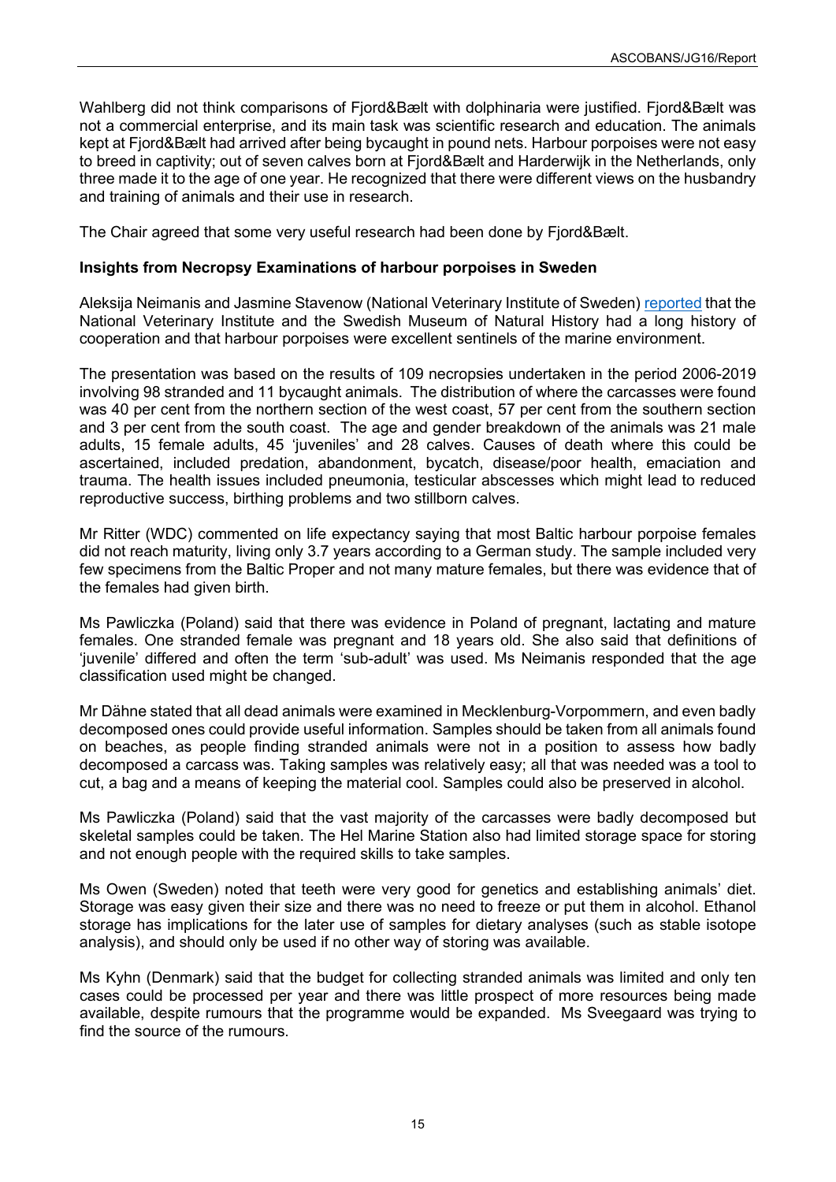Wahlberg did not think comparisons of Fjord&Bælt with dolphinaria were justified. Fjord&Bælt was not a commercial enterprise, and its main task was scientific research and education. The animals kept at Fjord&Bælt had arrived after being bycaught in pound nets. Harbour porpoises were not easy to breed in captivity; out of seven calves born at Fjord&Bælt and Harderwijk in the Netherlands, only three made it to the age of one year. He recognized that there were different views on the husbandry and training of animals and their use in research.

The Chair agreed that some very useful research had been done by Fjord&Bælt.

### Insights from Necropsy Examinations of harbour porpoises in Sweden

Aleksija Neimanis and Jasmine Stavenow (National Veterinary Institute of Sweden) reported that the National Veterinary Institute and the Swedish Museum of Natural History had a long history of cooperation and that harbour porpoises were excellent sentinels of the marine environment.

The presentation was based on the results of 109 necropsies undertaken in the period 2006-2019 involving 98 stranded and 11 bycaught animals. The distribution of where the carcasses were found was 40 per cent from the northern section of the west coast, 57 per cent from the southern section and 3 per cent from the south coast. The age and gender breakdown of the animals was 21 male adults, 15 female adults, 45 'juveniles' and 28 calves. Causes of death where this could be ascertained, included predation, abandonment, bycatch, disease/poor health, emaciation and trauma. The health issues included pneumonia, testicular abscesses which might lead to reduced reproductive success, birthing problems and two stillborn calves.

Mr Ritter (WDC) commented on life expectancy saying that most Baltic harbour porpoise females did not reach maturity, living only 3.7 years according to a German study. The sample included very few specimens from the Baltic Proper and not many mature females, but there was evidence that of the females had given birth.

Ms Pawliczka (Poland) said that there was evidence in Poland of pregnant, lactating and mature females. One stranded female was pregnant and 18 years old. She also said that definitions of 'juvenile' differed and often the term 'sub-adult' was used. Ms Neimanis responded that the age classification used might be changed.

Mr Dähne stated that all dead animals were examined in Mecklenburg-Vorpommern, and even badly decomposed ones could provide useful information. Samples should be taken from all animals found on beaches, as people finding stranded animals were not in a position to assess how badly decomposed a carcass was. Taking samples was relatively easy; all that was needed was a tool to cut, a bag and a means of keeping the material cool. Samples could also be preserved in alcohol.

Ms Pawliczka (Poland) said that the vast majority of the carcasses were badly decomposed but skeletal samples could be taken. The Hel Marine Station also had limited storage space for storing and not enough people with the required skills to take samples.

Ms Owen (Sweden) noted that teeth were very good for genetics and establishing animals' diet. Storage was easy given their size and there was no need to freeze or put them in alcohol. Ethanol storage has implications for the later use of samples for dietary analyses (such as stable isotope analysis), and should only be used if no other way of storing was available.

Ms Kyhn (Denmark) said that the budget for collecting stranded animals was limited and only ten cases could be processed per year and there was little prospect of more resources being made available, despite rumours that the programme would be expanded. Ms Sveegaard was trying to find the source of the rumours.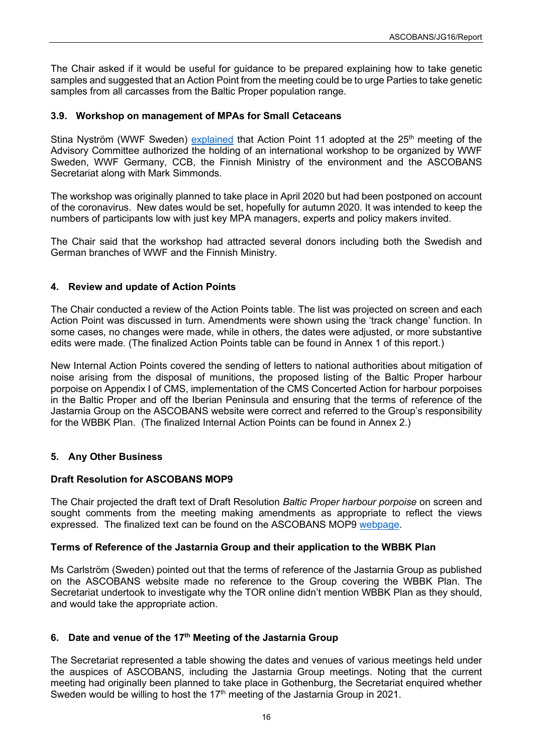The Chair asked if it would be useful for guidance to be prepared explaining how to take genetic samples and suggested that an Action Point from the meeting could be to urge Parties to take genetic samples from all carcasses from the Baltic Proper population range.

### 3.9. Workshop on management of MPAs for Small Cetaceans

Stina Nyström (WWF Sweden) explained that Action Point 11 adopted at the 25th meeting of the Advisory Committee authorized the holding of an international workshop to be organized by WWF Sweden, WWF Germany, CCB, the Finnish Ministry of the environment and the ASCOBANS Secretariat along with Mark Simmonds.

The workshop was originally planned to take place in April 2020 but had been postponed on account of the coronavirus. New dates would be set, hopefully for autumn 2020. It was intended to keep the numbers of participants low with just key MPA managers, experts and policy makers invited.

The Chair said that the workshop had attracted several donors including both the Swedish and German branches of WWF and the Finnish Ministry.

## 4. Review and update of Action Points

The Chair conducted a review of the Action Points table. The list was projected on screen and each Action Point was discussed in turn. Amendments were shown using the 'track change' function. In some cases, no changes were made, while in others, the dates were adjusted, or more substantive edits were made. (The finalized Action Points table can be found in Annex 1 of this report.)

New Internal Action Points covered the sending of letters to national authorities about mitigation of noise arising from the disposal of munitions, the proposed listing of the Baltic Proper harbour porpoise on Appendix I of CMS, implementation of the CMS Concerted Action for harbour porpoises in the Baltic Proper and off the Iberian Peninsula and ensuring that the terms of reference of the Jastarnia Group on the ASCOBANS website were correct and referred to the Group's responsibility for the WBBK Plan. (The finalized Internal Action Points can be found in Annex 2.)

## 5. Any Other Business

### Draft Resolution for ASCOBANS MOP9

The Chair projected the draft text of Draft Resolution *Baltic Proper harbour porpoise* on screen and sought comments from the meeting making amendments as appropriate to reflect the views expressed. The finalized text can be found on the ASCOBANS MOP9 webpage.

### Terms of Reference of the Jastarnia Group and their application to the WBBK Plan

Ms Carlström (Sweden) pointed out that the terms of reference of the Jastarnia Group as published on the ASCOBANS website made no reference to the Group covering the WBBK Plan. The Secretariat undertook to investigate why the TOR online didn't mention WBBK Plan as they should, and would take the appropriate action.

## 6. Date and venue of the 17th Meeting of the Jastarnia Group

The Secretariat represented a table showing the dates and venues of various meetings held under the auspices of ASCOBANS, including the Jastarnia Group meetings. Noting that the current meeting had originally been planned to take place in Gothenburg, the Secretariat enquired whether Sweden would be willing to host the 17th meeting of the Jastarnia Group in 2021.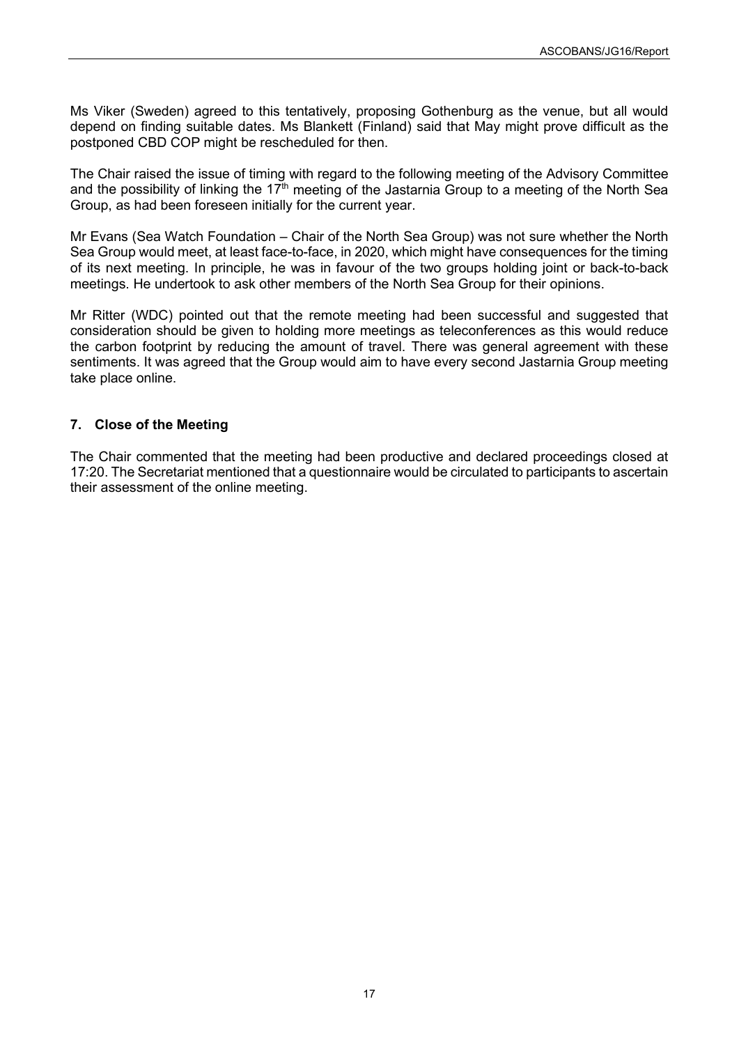Ms Viker (Sweden) agreed to this tentatively, proposing Gothenburg as the venue, but all would depend on finding suitable dates. Ms Blankett (Finland) said that May might prove difficult as the postponed CBD COP might be rescheduled for then.

The Chair raised the issue of timing with regard to the following meeting of the Advisory Committee and the possibility of linking the 17th meeting of the Jastarnia Group to a meeting of the North Sea Group, as had been foreseen initially for the current year.

Mr Evans (Sea Watch Foundation – Chair of the North Sea Group) was not sure whether the North Sea Group would meet, at least face-to-face, in 2020, which might have consequences for the timing of its next meeting. In principle, he was in favour of the two groups holding joint or back-to-back meetings. He undertook to ask other members of the North Sea Group for their opinions.

Mr Ritter (WDC) pointed out that the remote meeting had been successful and suggested that consideration should be given to holding more meetings as teleconferences as this would reduce the carbon footprint by reducing the amount of travel. There was general agreement with these sentiments. It was agreed that the Group would aim to have every second Jastarnia Group meeting take place online.

## 7. Close of the Meeting

The Chair commented that the meeting had been productive and declared proceedings closed at 17:20. The Secretariat mentioned that a questionnaire would be circulated to participants to ascertain their assessment of the online meeting.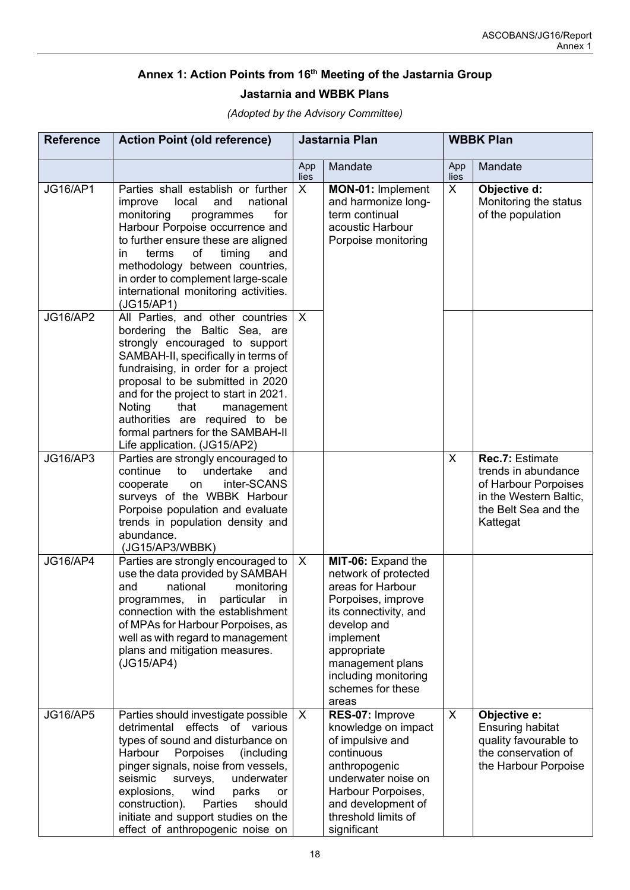## Annex 1: Action Points from 16th Meeting of the Jastarnia Group

### Jastarnia and WBBK Plans

*(Adopted by the Advisory Committee)*

| Reference | Action Point (old reference) | Jastarnia Plan | | WBBK Plan | |
|---|---|---|---|---|---|
| | | App lies | Mandate | App lies | Mandate |
| JG16/AP1 | Parties shall establish or further improve local and national monitoring programmes for Harbour Porpoise occurrence and to further ensure these are aligned in terms of timing and methodology between countries, in order to complement large-scale international monitoring activities. (JG15/AP1) | X | **MON-01:** Implement and harmonize long-term continual acoustic Harbour Porpoise monitoring | X | **Objective d:** Monitoring the status of the population |
| JG16/AP2 | All Parties, and other countries bordering the Baltic Sea, are strongly encouraged to support SAMBAH-II, specifically in terms of fundraising, in order for a project proposal to be submitted in 2020 and for the project to start in 2021. Noting that management authorities are required to be formal partners for the SAMBAH-II Life application. (JG15/AP2) | X | | | |
| JG16/AP3 | Parties are strongly encouraged to continue to undertake and cooperate on inter-SCANS surveys of the WBBK Harbour Porpoise population and evaluate trends in population density and abundance. (JG15/AP3/WBBK) | | | X | **Rec.7:** Estimate trends in abundance of Harbour Porpoises in the Western Baltic, the Belt Sea and the Kattegat |
| JG16/AP4 | Parties are strongly encouraged to use the data provided by SAMBAH and national monitoring programmes, in particular in connection with the establishment of MPAs for Harbour Porpoises, as well as with regard to management plans and mitigation measures. (JG15/AP4) | X | **MIT-06:** Expand the network of protected areas for Harbour Porpoises, improve its connectivity, and develop and implement appropriate management plans including monitoring schemes for these areas | | |
| JG16/AP5 | Parties should investigate possible detrimental effects of various types of sound and disturbance on Harbour Porpoises (including pinger signals, noise from vessels, seismic surveys, underwater explosions, wind parks or construction). Parties should initiate and support studies on the effect of anthropogenic noise on | X | **RES-07:** Improve knowledge on impact of impulsive and continuous anthropogenic underwater noise on Harbour Porpoises, and development of threshold limits of significant | X | **Objective e:** Ensuring habitat quality favourable to the conservation of the Harbour Porpoise |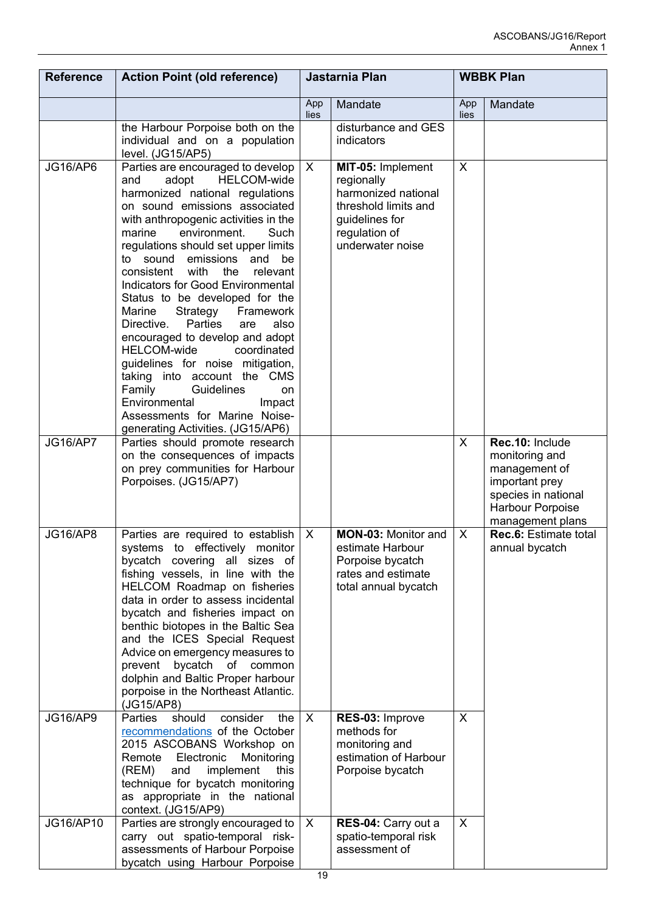| Reference | Action Point (old reference) | Jastarnia Plan | | WBBK Plan | |
|---|---|---|---|---|---|
| | | Applies | Mandate | Applies | Mandate |
| | the Harbour Porpoise both on the individual and on a population level. (JG15/AP5) | | disturbance and GES indicators | | |
| JG16/AP6 | Parties are encouraged to develop and adopt HELCOM-wide harmonized national regulations on sound emissions associated with anthropogenic activities in the marine environment. Such regulations should set upper limits to sound emissions and be consistent with the relevant Indicators for Good Environmental Status to be developed for the Marine Strategy Framework Directive. Parties are also encouraged to develop and adopt HELCOM-wide coordinated guidelines for noise mitigation, taking into account the CMS Family Guidelines on Environmental Impact Assessments for Marine Noise-generating Activities. (JG15/AP6) | X | **MIT-05:** Implement regionally harmonized national threshold limits and guidelines for regulation of underwater noise | X | |
| JG16/AP7 | Parties should promote research on the consequences of impacts on prey communities for Harbour Porpoises. (JG15/AP7) | | | X | **Rec.10:** Include monitoring and management of important prey species in national Harbour Porpoise management plans |
| JG16/AP8 | Parties are required to establish systems to effectively monitor bycatch covering all sizes of fishing vessels, in line with the HELCOM Roadmap on fisheries data in order to assess incidental bycatch and fisheries impact on benthic biotopes in the Baltic Sea and the ICES Special Request Advice on emergency measures to prevent bycatch of common dolphin and Baltic Proper harbour porpoise in the Northeast Atlantic. (JG15/AP8) | X | **MON-03:** Monitor and estimate Harbour Porpoise bycatch rates and estimate total annual bycatch | X | **Rec.6:** Estimate total annual bycatch |
| JG16/AP9 | Parties should consider the recommendations of the October 2015 ASCOBANS Workshop on Remote Electronic Monitoring (REM) and implement this technique for bycatch monitoring as appropriate in the national context. (JG15/AP9) | X | **RES-03:** Improve methods for monitoring and estimation of Harbour Porpoise bycatch | X | |
| JG16/AP10 | Parties are strongly encouraged to carry out spatio-temporal risk-assessments of Harbour Porpoise bycatch using Harbour Porpoise | X | **RES-04:** Carry out a spatio-temporal risk assessment of | X | |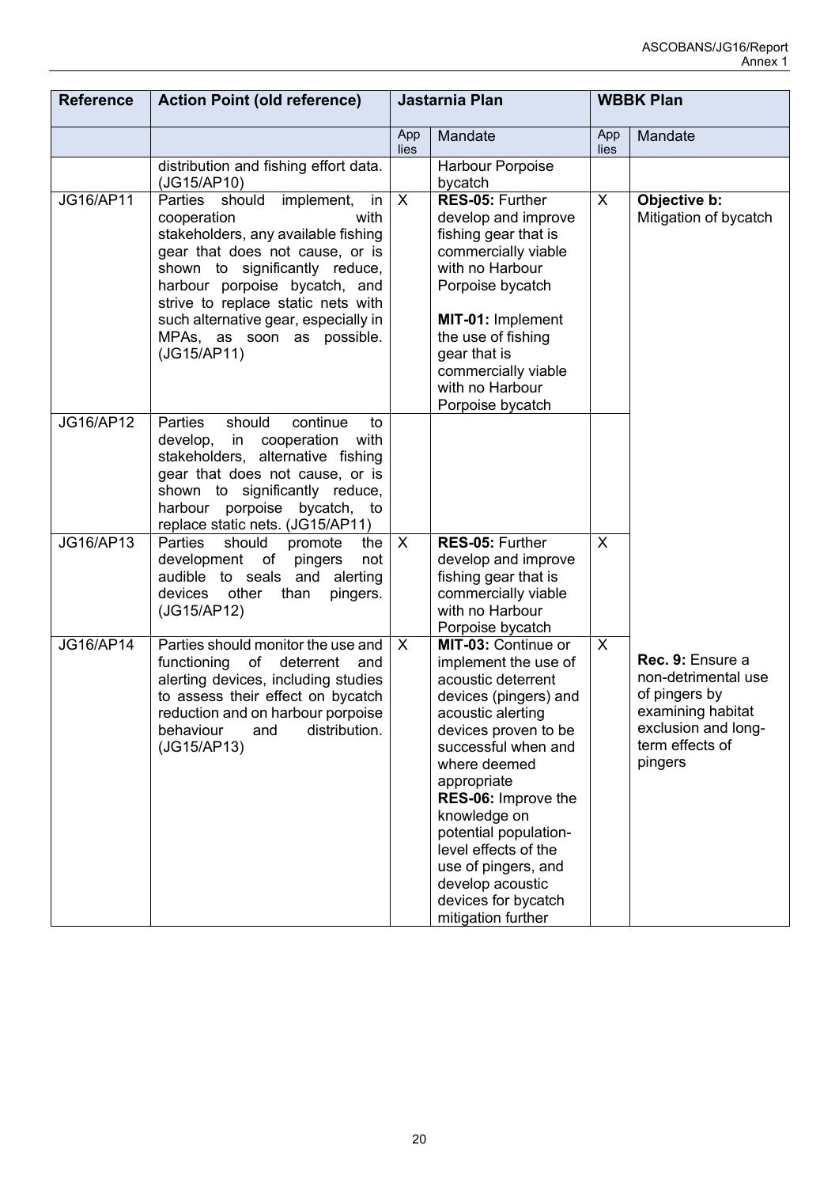| Reference | Action Point (old reference) | Jastarnia Plan | | WBBK Plan | |
|---|---|---|---|---|---|
| | | Applies | Mandate | Applies | Mandate |
| | distribution and fishing effort data. (JG15/AP10) | | Harbour Porpoise bycatch | | |
| JG16/AP11 | Parties should implement, in cooperation with stakeholders, any available fishing gear that does not cause, or is shown to significantly reduce, harbour porpoise bycatch, and strive to replace static nets with such alternative gear, especially in MPAs, as soon as possible. (JG15/AP11) | X | **RES-05:** Further develop and improve fishing gear that is commercially viable with no Harbour Porpoise bycatch<br><br>**MIT-01:** Implement the use of fishing gear that is commercially viable with no Harbour Porpoise bycatch | X | **Objective b:** Mitigation of bycatch |
| JG16/AP12 | Parties should continue to develop, in cooperation with stakeholders, alternative fishing gear that does not cause, or is shown to significantly reduce, harbour porpoise bycatch, to replace static nets. (JG15/AP11) | | | | |
| JG16/AP13 | Parties should promote the development of pingers not audible to seals and alerting devices other than pingers. (JG15/AP12) | X | **RES-05:** Further develop and improve fishing gear that is commercially viable with no Harbour Porpoise bycatch | X | |
| JG16/AP14 | Parties should monitor the use and functioning of deterrent and alerting devices, including studies to assess their effect on bycatch reduction and on harbour porpoise behaviour and distribution. (JG15/AP13) | X | **MIT-03:** Continue or implement the use of acoustic deterrent devices (pingers) and acoustic alerting devices proven to be successful when and where deemed appropriate<br>**RES-06:** Improve the knowledge on potential population-level effects of the use of pingers, and develop acoustic devices for bycatch mitigation further | X | **Rec. 9:** Ensure a non-detrimental use of pingers by examining habitat exclusion and long-term effects of pingers |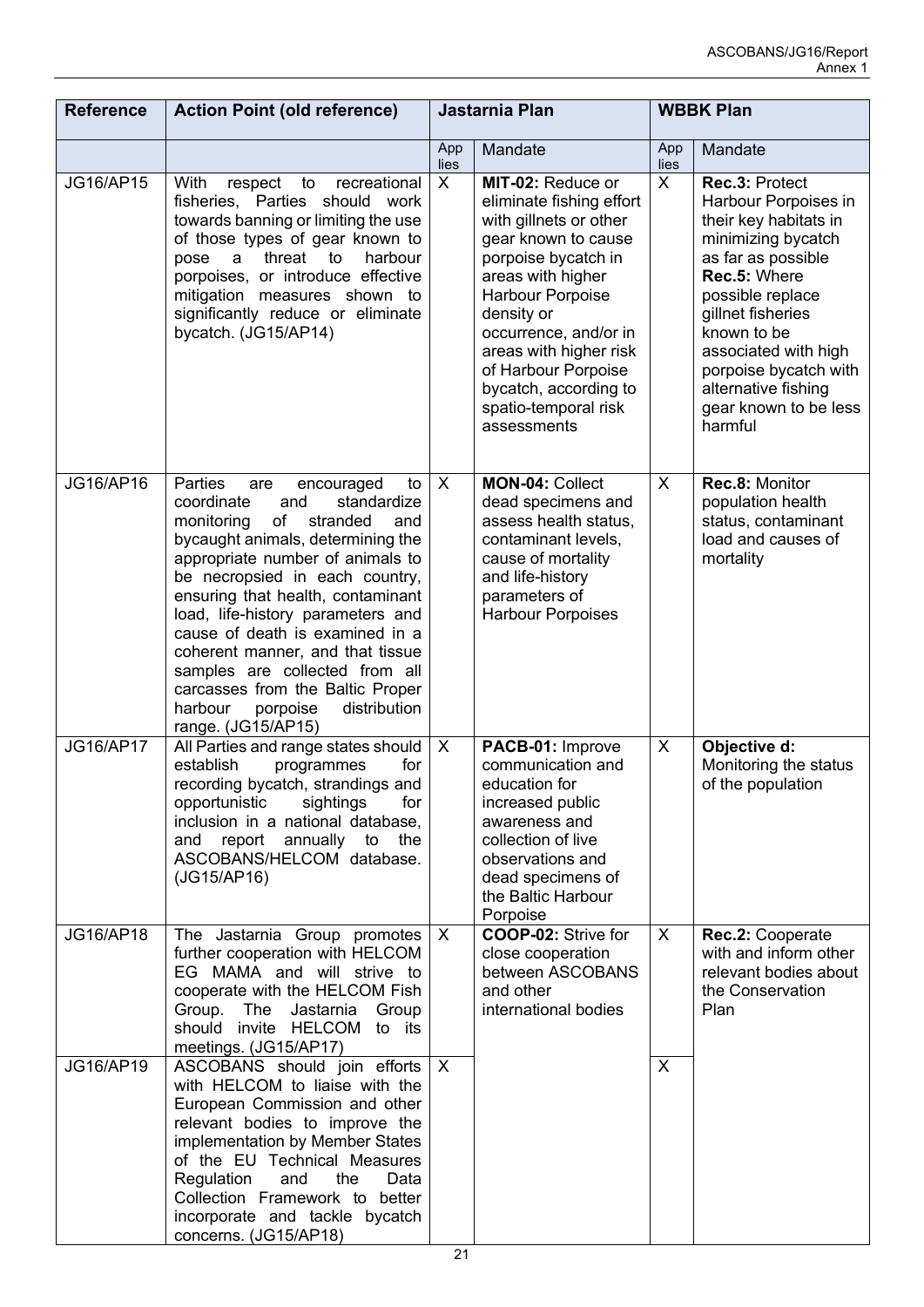| Reference | Action Point (old reference) | Jastarnia Plan | | WBBK Plan | |
|---|---|---|---|---|---|
| | | App lies | Mandate | App lies | Mandate |
| JG16/AP15 | With respect to recreational fisheries, Parties should work towards banning or limiting the use of those types of gear known to pose a threat to harbour porpoises, or introduce effective mitigation measures shown to significantly reduce or eliminate bycatch. (JG15/AP14) | X | **MIT-02:** Reduce or eliminate fishing effort with gillnets or other gear known to cause porpoise bycatch in areas with higher Harbour Porpoise density or occurrence, and/or in areas with higher risk of Harbour Porpoise bycatch, according to spatio-temporal risk assessments | X | **Rec.3:** Protect Harbour Porpoises in their key habitats in minimizing bycatch as far as possible **Rec.5:** Where possible replace gillnet fisheries known to be associated with high porpoise bycatch with alternative fishing gear known to be less harmful |
| JG16/AP16 | Parties are encouraged to coordinate and standardize monitoring of stranded and bycaught animals, determining the appropriate number of animals to be necropsied in each country, ensuring that health, contaminant load, life-history parameters and cause of death is examined in a coherent manner, and that tissue samples are collected from all carcasses from the Baltic Proper harbour porpoise distribution range. (JG15/AP15) | X | **MON-04:** Collect dead specimens and assess health status, contaminant levels, cause of mortality and life-history parameters of Harbour Porpoises | X | **Rec.8:** Monitor population health status, contaminant load and causes of mortality |
| JG16/AP17 | All Parties and range states should establish programmes for recording bycatch, strandings and opportunistic sightings for inclusion in a national database, and report annually to the ASCOBANS/HELCOM database. (JG15/AP16) | X | **PACB-01:** Improve communication and education for increased public awareness and collection of live observations and dead specimens of the Baltic Harbour Porpoise | X | **Objective d:** Monitoring the status of the population |
| JG16/AP18 | The Jastarnia Group promotes further cooperation with HELCOM EG MAMA and will strive to cooperate with the HELCOM Fish Group. The Jastarnia Group should invite HELCOM to its meetings. (JG15/AP17) | X | **COOP-02:** Strive for close cooperation between ASCOBANS and other international bodies | X | **Rec.2:** Cooperate with and inform other relevant bodies about the Conservation Plan |
| JG16/AP19 | ASCOBANS should join efforts with HELCOM to liaise with the European Commission and other relevant bodies to improve the implementation by Member States of the EU Technical Measures Regulation and the Data Collection Framework to better incorporate and tackle bycatch concerns. (JG15/AP18) | X | | X | |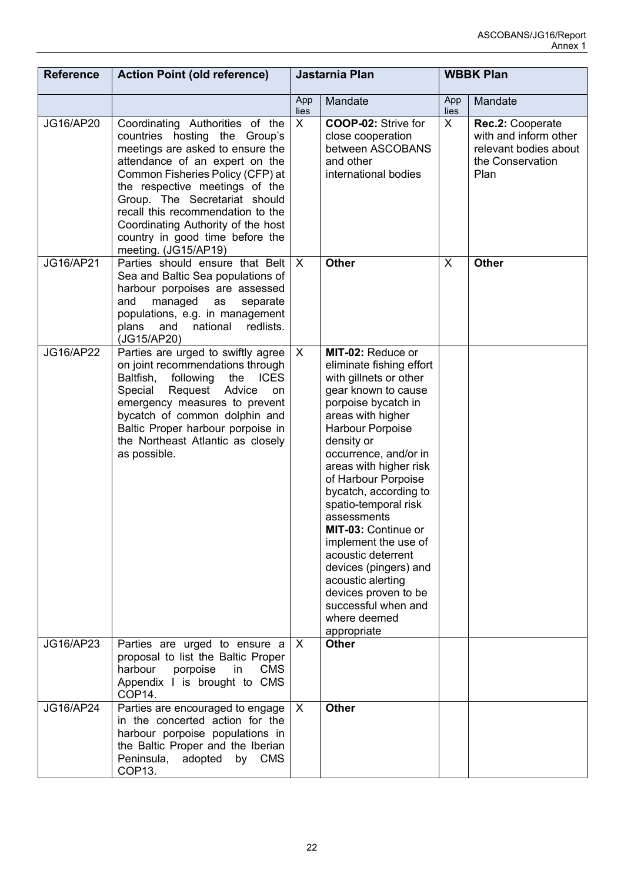| Reference | Action Point (old reference) | Jastarnia Plan | | WBBK Plan | |
|---|---|---|---|---|---|
| | | App lies | Mandate | App lies | Mandate |
| JG16/AP20 | Coordinating Authorities of the countries hosting the Group's meetings are asked to ensure the attendance of an expert on the Common Fisheries Policy (CFP) at the respective meetings of the Group. The Secretariat should recall this recommendation to the Coordinating Authority of the host country in good time before the meeting. (JG15/AP19) | X | **COOP-02:** Strive for close cooperation between ASCOBANS and other international bodies | X | **Rec.2:** Cooperate with and inform other relevant bodies about the Conservation Plan |
| JG16/AP21 | Parties should ensure that Belt Sea and Baltic Sea populations of harbour porpoises are assessed and managed as separate populations, e.g. in management plans and national redlists. (JG15/AP20) | X | **Other** | X | **Other** |
| JG16/AP22 | Parties are urged to swiftly agree on joint recommendations through Baltfish, following the ICES Special Request Advice on emergency measures to prevent bycatch of common dolphin and Baltic Proper harbour porpoise in the Northeast Atlantic as closely as possible. | X | **MIT-02:** Reduce or eliminate fishing effort with gillnets or other gear known to cause porpoise bycatch in areas with higher Harbour Porpoise density or occurrence, and/or in areas with higher risk of Harbour Porpoise bycatch, according to spatio-temporal risk assessments **MIT-03:** Continue or implement the use of acoustic deterrent devices (pingers) and acoustic alerting devices proven to be successful when and where deemed appropriate | | |
| JG16/AP23 | Parties are urged to ensure a proposal to list the Baltic Proper harbour porpoise in CMS Appendix I is brought to CMS COP14. | X | **Other** | | |
| JG16/AP24 | Parties are encouraged to engage in the concerted action for the harbour porpoise populations in the Baltic Proper and the Iberian Peninsula, adopted by CMS COP13. | X | **Other** | | |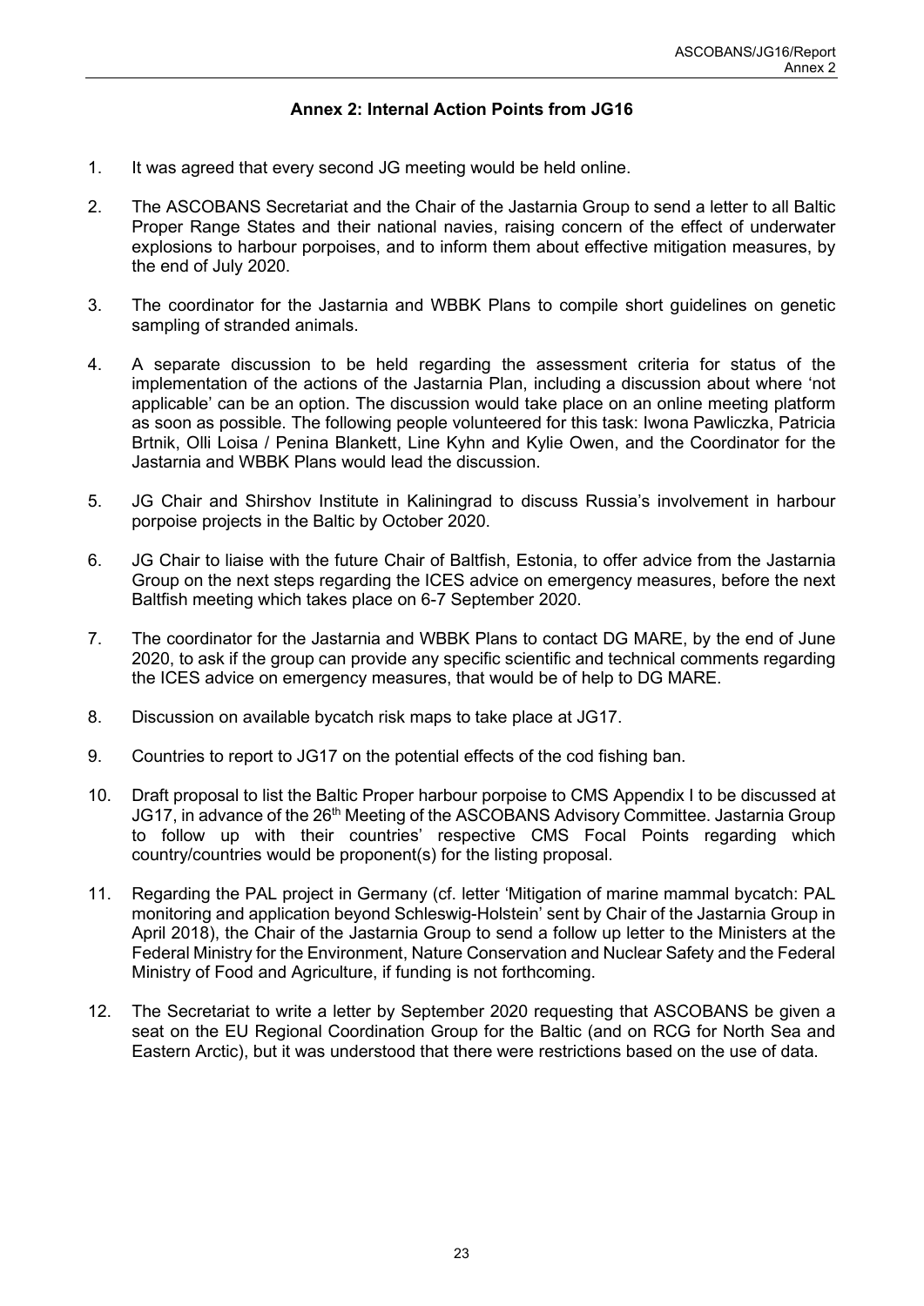## Annex 2: Internal Action Points from JG16

1. It was agreed that every second JG meeting would be held online.

2. The ASCOBANS Secretariat and the Chair of the Jastarnia Group to send a letter to all Baltic Proper Range States and their national navies, raising concern of the effect of underwater explosions to harbour porpoises, and to inform them about effective mitigation measures, by the end of July 2020.

3. The coordinator for the Jastarnia and WBBK Plans to compile short guidelines on genetic sampling of stranded animals.

4. A separate discussion to be held regarding the assessment criteria for status of the implementation of the actions of the Jastarnia Plan, including a discussion about where 'not applicable' can be an option. The discussion would take place on an online meeting platform as soon as possible. The following people volunteered for this task: Iwona Pawliczka, Patricia Brtnik, Olli Loisa / Penina Blankett, Line Kyhn and Kylie Owen, and the Coordinator for the Jastarnia and WBBK Plans would lead the discussion.

5. JG Chair and Shirshov Institute in Kaliningrad to discuss Russia's involvement in harbour porpoise projects in the Baltic by October 2020.

6. JG Chair to liaise with the future Chair of Baltfish, Estonia, to offer advice from the Jastarnia Group on the next steps regarding the ICES advice on emergency measures, before the next Baltfish meeting which takes place on 6-7 September 2020.

7. The coordinator for the Jastarnia and WBBK Plans to contact DG MARE, by the end of June 2020, to ask if the group can provide any specific scientific and technical comments regarding the ICES advice on emergency measures, that would be of help to DG MARE.

8. Discussion on available bycatch risk maps to take place at JG17.

9. Countries to report to JG17 on the potential effects of the cod fishing ban.

10. Draft proposal to list the Baltic Proper harbour porpoise to CMS Appendix I to be discussed at JG17, in advance of the 26th Meeting of the ASCOBANS Advisory Committee. Jastarnia Group to follow up with their countries' respective CMS Focal Points regarding which country/countries would be proponent(s) for the listing proposal.

11. Regarding the PAL project in Germany (cf. letter 'Mitigation of marine mammal bycatch: PAL monitoring and application beyond Schleswig-Holstein' sent by Chair of the Jastarnia Group in April 2018), the Chair of the Jastarnia Group to send a follow up letter to the Ministers at the Federal Ministry for the Environment, Nature Conservation and Nuclear Safety and the Federal Ministry of Food and Agriculture, if funding is not forthcoming.

12. The Secretariat to write a letter by September 2020 requesting that ASCOBANS be given a seat on the EU Regional Coordination Group for the Baltic (and on RCG for North Sea and Eastern Arctic), but it was understood that there were restrictions based on the use of data.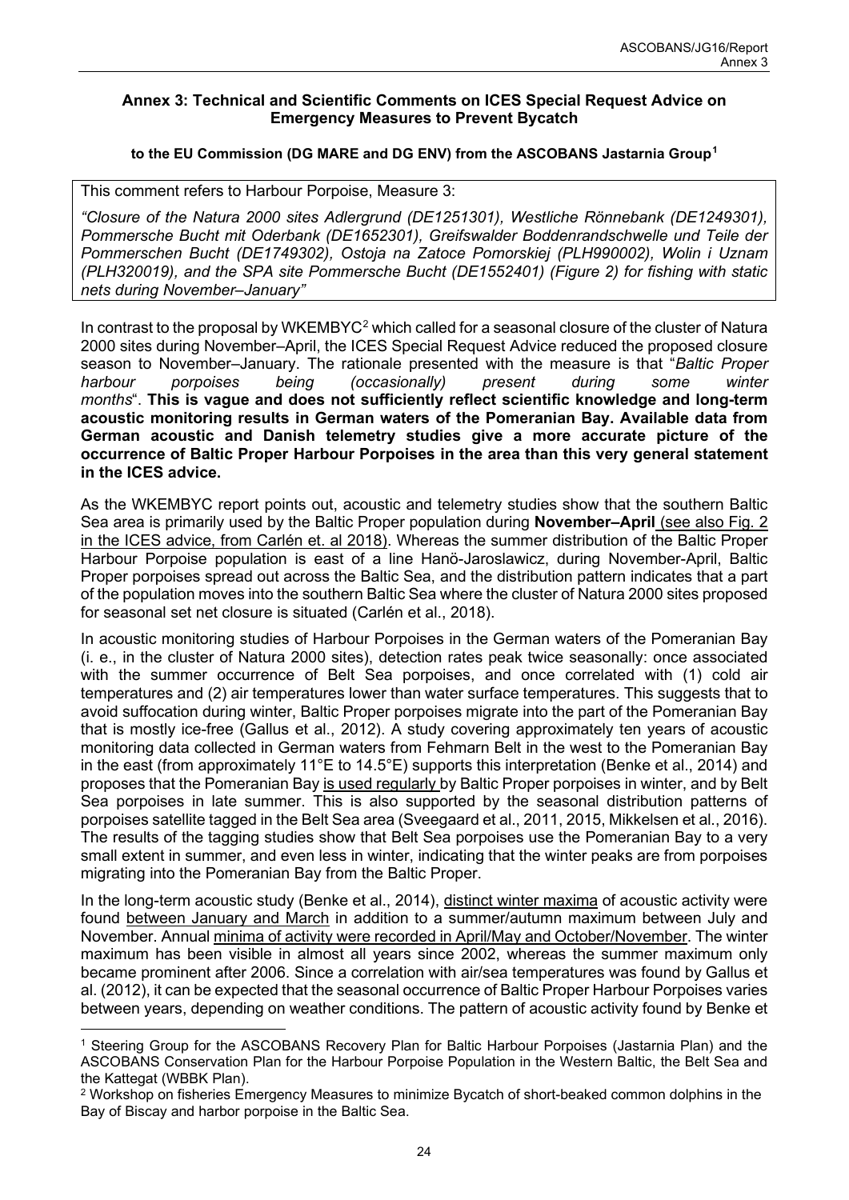**Annex 3: Technical and Scientific Comments on ICES Special Request Advice on Emergency Measures to Prevent Bycatch**

**to the EU Commission (DG MARE and DG ENV) from the ASCOBANS Jastarnia Group[1]**

This comment refers to Harbour Porpoise, Measure 3:

*"Closure of the Natura 2000 sites Adlergrund (DE1251301), Westliche Rönnebank (DE1249301), Pommersche Bucht mit Oderbank (DE1652301), Greifswalder Boddenrandschwelle und Teile der Pommerschen Bucht (DE1749302), Ostoja na Zatoce Pomorskiej (PLH990002), Wolin i Uznam (PLH320019), and the SPA site Pommersche Bucht (DE1552401) (Figure 2) for fishing with static nets during November–January"*

In contrast to the proposal by WKEMBYC[2] which called for a seasonal closure of the cluster of Natura 2000 sites during November–April, the ICES Special Request Advice reduced the proposed closure season to November–January. The rationale presented with the measure is that "*Baltic Proper harbour porpoises being (occasionally) present during some winter months*". **This is vague and does not sufficiently reflect scientific knowledge and long-term acoustic monitoring results in German waters of the Pomeranian Bay. Available data from German acoustic and Danish telemetry studies give a more accurate picture of the occurrence of Baltic Proper Harbour Porpoises in the area than this very general statement in the ICES advice.**

As the WKEMBYC report points out, acoustic and telemetry studies show that the southern Baltic Sea area is primarily used by the Baltic Proper population during **November–April** <u>(see also Fig. 2 in the ICES advice, from Carlén et. al 2018)</u>. Whereas the summer distribution of the Baltic Proper Harbour Porpoise population is east of a line Hanö-Jaroslawicz, during November-April, Baltic Proper porpoises spread out across the Baltic Sea, and the distribution pattern indicates that a part of the population moves into the southern Baltic Sea where the cluster of Natura 2000 sites proposed for seasonal set net closure is situated (Carlén et al., 2018).

In acoustic monitoring studies of Harbour Porpoises in the German waters of the Pomeranian Bay (i. e., in the cluster of Natura 2000 sites), detection rates peak twice seasonally: once associated with the summer occurrence of Belt Sea porpoises, and once correlated with (1) cold air temperatures and (2) air temperatures lower than water surface temperatures. This suggests that to avoid suffocation during winter, Baltic Proper porpoises migrate into the part of the Pomeranian Bay that is mostly ice-free (Gallus et al., 2012). A study covering approximately ten years of acoustic monitoring data collected in German waters from Fehmarn Belt in the west to the Pomeranian Bay in the east (from approximately 11°E to 14.5°E) supports this interpretation (Benke et al., 2014) and proposes that the Pomeranian Bay <u>is used regularly</u> by Baltic Proper porpoises in winter, and by Belt Sea porpoises in late summer. This is also supported by the seasonal distribution patterns of porpoises satellite tagged in the Belt Sea area (Sveegaard et al., 2011, 2015, Mikkelsen et al., 2016). The results of the tagging studies show that Belt Sea porpoises use the Pomeranian Bay to a very small extent in summer, and even less in winter, indicating that the winter peaks are from porpoises migrating into the Pomeranian Bay from the Baltic Proper.

In the long-term acoustic study (Benke et al., 2014), <u>distinct winter maxima</u> of acoustic activity were found <u>between January and March</u> in addition to a summer/autumn maximum between July and November. Annual <u>minima of activity were recorded in April/May and October/November</u>. The winter maximum has been visible in almost all years since 2002, whereas the summer maximum only became prominent after 2006. Since a correlation with air/sea temperatures was found by Gallus et al. (2012), it can be expected that the seasonal occurrence of Baltic Proper Harbour Porpoises varies between years, depending on weather conditions. The pattern of acoustic activity found by Benke et

---

[1] Steering Group for the ASCOBANS Recovery Plan for Baltic Harbour Porpoises (Jastarnia Plan) and the ASCOBANS Conservation Plan for the Harbour Porpoise Population in the Western Baltic, the Belt Sea and the Kattegat (WBBK Plan).

[2] Workshop on fisheries Emergency Measures to minimize Bycatch of short-beaked common dolphins in the Bay of Biscay and harbor porpoise in the Baltic Sea.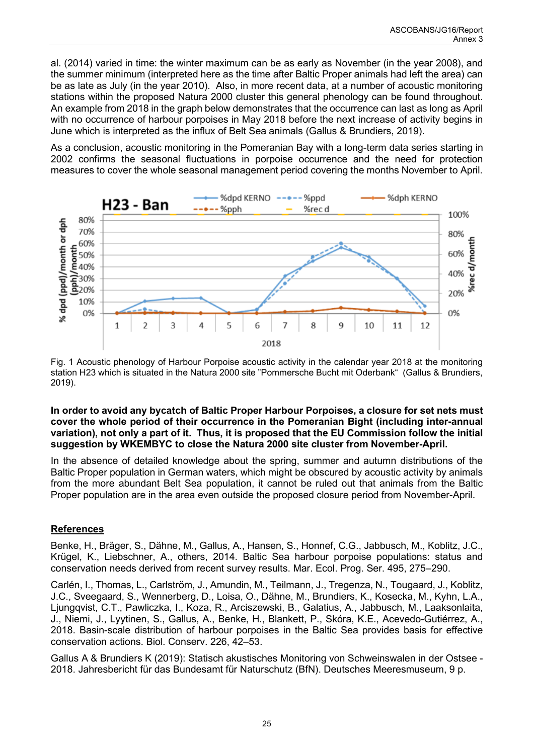al. (2014) varied in time: the winter maximum can be as early as November (in the year 2008), and the summer minimum (interpreted here as the time after Baltic Proper animals had left the area) can be as late as July (in the year 2010). Also, in more recent data, at a number of acoustic monitoring stations within the proposed Natura 2000 cluster this general phenology can be found throughout. An example from 2018 in the graph below demonstrates that the occurrence can last as long as April with no occurrence of harbour porpoises in May 2018 before the next increase of activity begins in June which is interpreted as the influx of Belt Sea animals (Gallus & Brundiers, 2019).

As a conclusion, acoustic monitoring in the Pomeranian Bay with a long-term data series starting in 2002 confirms the seasonal fluctuations in porpoise occurrence and the need for protection measures to cover the whole seasonal management period covering the months November to April.

Fig. 1 Acoustic phenology of Harbour Porpoise acoustic activity in the calendar year 2018 at the monitoring station H23 which is situated in the Natura 2000 site "Pommersche Bucht mit Oderbank" (Gallus & Brundiers, 2019).

**In order to avoid any bycatch of Baltic Proper Harbour Porpoises, a closure for set nets must cover the whole period of their occurrence in the Pomeranian Bight (including inter-annual variation), not only a part of it. Thus, it is proposed that the EU Commission follow the initial suggestion by WKEMBYC to close the Natura 2000 site cluster from November-April.**

In the absence of detailed knowledge about the spring, summer and autumn distributions of the Baltic Proper population in German waters, which might be obscured by acoustic activity by animals from the more abundant Belt Sea population, it cannot be ruled out that animals from the Baltic Proper population are in the area even outside the proposed closure period from November-April.

## References

Benke, H., Bräger, S., Dähne, M., Gallus, A., Hansen, S., Honnef, C.G., Jabbusch, M., Koblitz, J.C., Krügel, K., Liebschner, A., others, 2014. Baltic Sea harbour porpoise populations: status and conservation needs derived from recent survey results. Mar. Ecol. Prog. Ser. 495, 275–290.

Carlén, I., Thomas, L., Carlström, J., Amundin, M., Teilmann, J., Tregenza, N., Tougaard, J., Koblitz, J.C., Sveegaard, S., Wennerberg, D., Loisa, O., Dähne, M., Brundiers, K., Kosecka, M., Kyhn, L.A., Ljungqvist, C.T., Pawliczka, I., Koza, R., Arciszewski, B., Galatius, A., Jabbusch, M., Laaksonlaita, J., Niemi, J., Lyytinen, S., Gallus, A., Benke, H., Blankett, P., Skóra, K.E., Acevedo-Gutiérrez, A., 2018. Basin-scale distribution of harbour porpoises in the Baltic Sea provides basis for effective conservation actions. Biol. Conserv. 226, 42–53.

Gallus A & Brundiers K (2019): Statisch akustisches Monitoring von Schweinswalen in der Ostsee - 2018. Jahresbericht für das Bundesamt für Naturschutz (BfN). Deutsches Meeresmuseum, 9 p.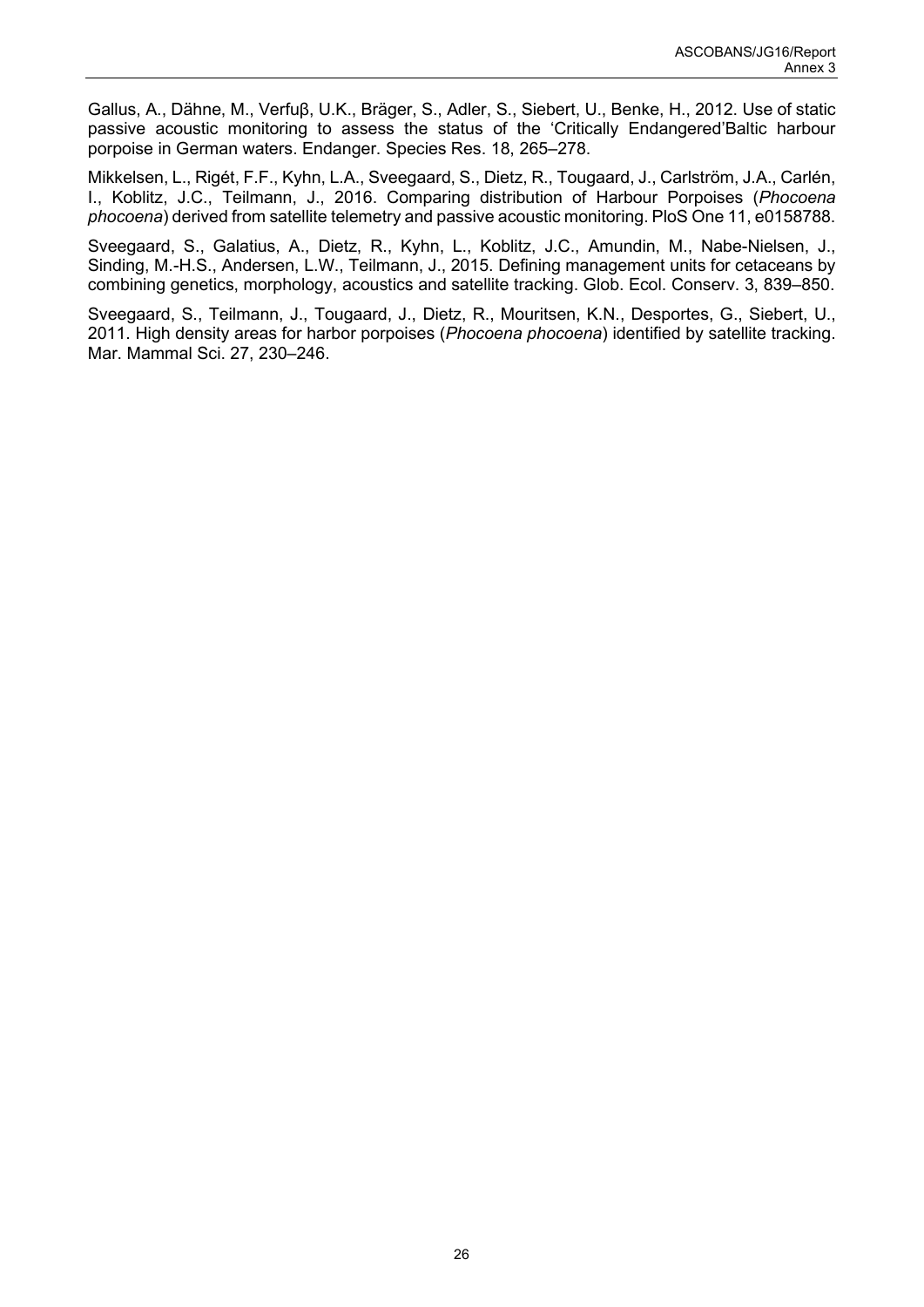Gallus, A., Dähne, M., Verfuβ, U.K., Bräger, S., Adler, S., Siebert, U., Benke, H., 2012. Use of static passive acoustic monitoring to assess the status of the 'Critically Endangered'Baltic harbour porpoise in German waters. Endanger. Species Res. 18, 265–278.

Mikkelsen, L., Rigét, F.F., Kyhn, L.A., Sveegaard, S., Dietz, R., Tougaard, J., Carlström, J.A., Carlén, I., Koblitz, J.C., Teilmann, J., 2016. Comparing distribution of Harbour Porpoises (*Phocoena phocoena*) derived from satellite telemetry and passive acoustic monitoring. PloS One 11, e0158788.

Sveegaard, S., Galatius, A., Dietz, R., Kyhn, L., Koblitz, J.C., Amundin, M., Nabe-Nielsen, J., Sinding, M.-H.S., Andersen, L.W., Teilmann, J., 2015. Defining management units for cetaceans by combining genetics, morphology, acoustics and satellite tracking. Glob. Ecol. Conserv. 3, 839–850.

Sveegaard, S., Teilmann, J., Tougaard, J., Dietz, R., Mouritsen, K.N., Desportes, G., Siebert, U., 2011. High density areas for harbor porpoises (*Phocoena phocoena*) identified by satellite tracking. Mar. Mammal Sci. 27, 230–246.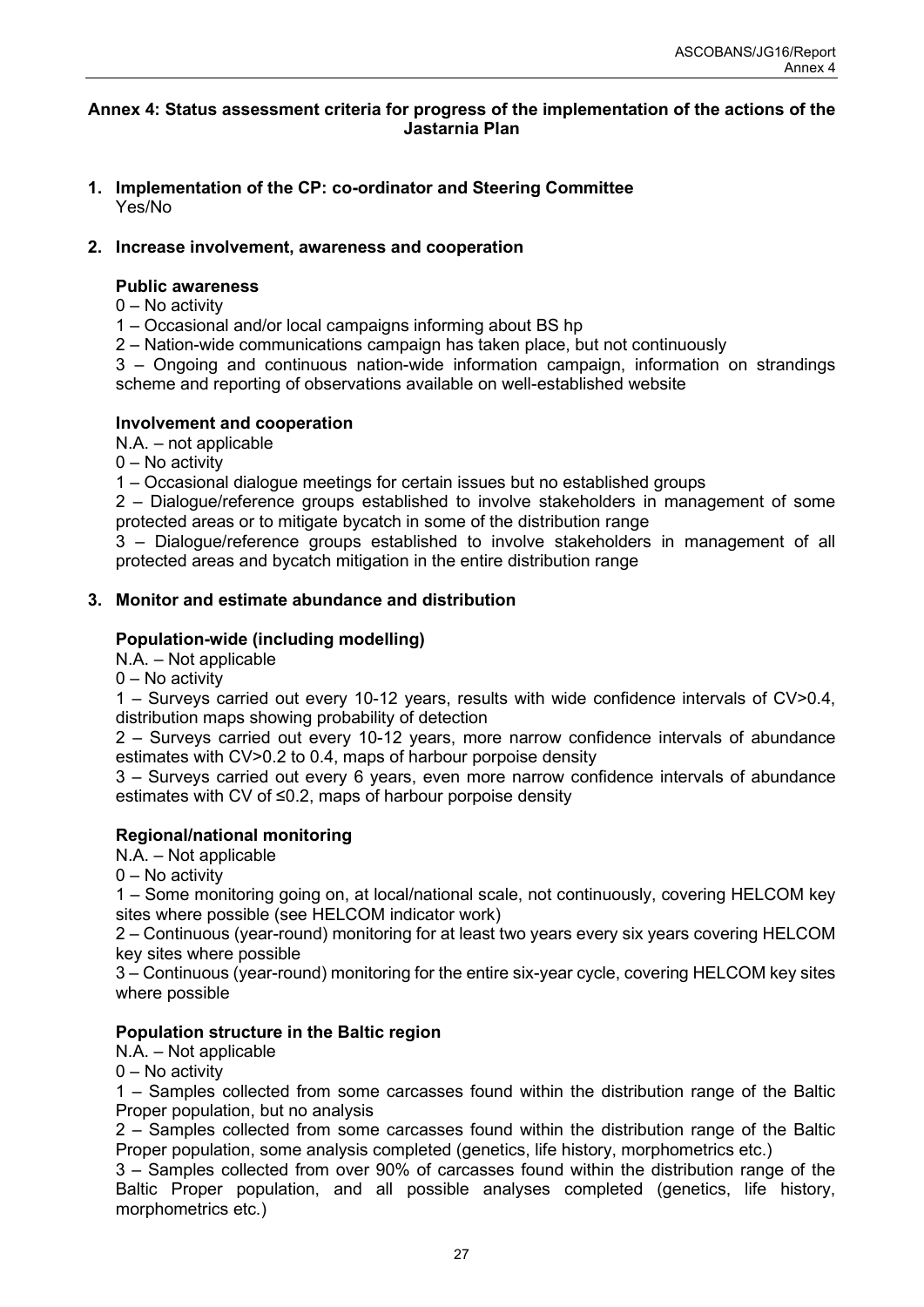## Annex 4: Status assessment criteria for progress of the implementation of the actions of the Jastarnia Plan

1. **Implementation of the CP: co-ordinator and Steering Committee**
   Yes/No

2. **Increase involvement, awareness and cooperation**

**Public awareness**

0 – No activity

1 – Occasional and/or local campaigns informing about BS hp

2 – Nation-wide communications campaign has taken place, but not continuously

3 – Ongoing and continuous nation-wide information campaign, information on strandings scheme and reporting of observations available on well-established website

**Involvement and cooperation**

N.A. – not applicable

0 – No activity

1 – Occasional dialogue meetings for certain issues but no established groups

2 – Dialogue/reference groups established to involve stakeholders in management of some protected areas or to mitigate bycatch in some of the distribution range

3 – Dialogue/reference groups established to involve stakeholders in management of all protected areas and bycatch mitigation in the entire distribution range

3. **Monitor and estimate abundance and distribution**

**Population-wide (including modelling)**

N.A. – Not applicable

0 – No activity

1 – Surveys carried out every 10-12 years, results with wide confidence intervals of CV>0.4, distribution maps showing probability of detection

2 – Surveys carried out every 10-12 years, more narrow confidence intervals of abundance estimates with CV>0.2 to 0.4, maps of harbour porpoise density

3 – Surveys carried out every 6 years, even more narrow confidence intervals of abundance estimates with CV of ≤0.2, maps of harbour porpoise density

**Regional/national monitoring**

N.A. – Not applicable

0 – No activity

1 – Some monitoring going on, at local/national scale, not continuously, covering HELCOM key sites where possible (see HELCOM indicator work)

2 – Continuous (year-round) monitoring for at least two years every six years covering HELCOM key sites where possible

3 – Continuous (year-round) monitoring for the entire six-year cycle, covering HELCOM key sites where possible

**Population structure in the Baltic region**

N.A. – Not applicable

0 – No activity

1 – Samples collected from some carcasses found within the distribution range of the Baltic Proper population, but no analysis

2 – Samples collected from some carcasses found within the distribution range of the Baltic Proper population, some analysis completed (genetics, life history, morphometrics etc.)

3 – Samples collected from over 90% of carcasses found within the distribution range of the Baltic Proper population, and all possible analyses completed (genetics, life history, morphometrics etc.)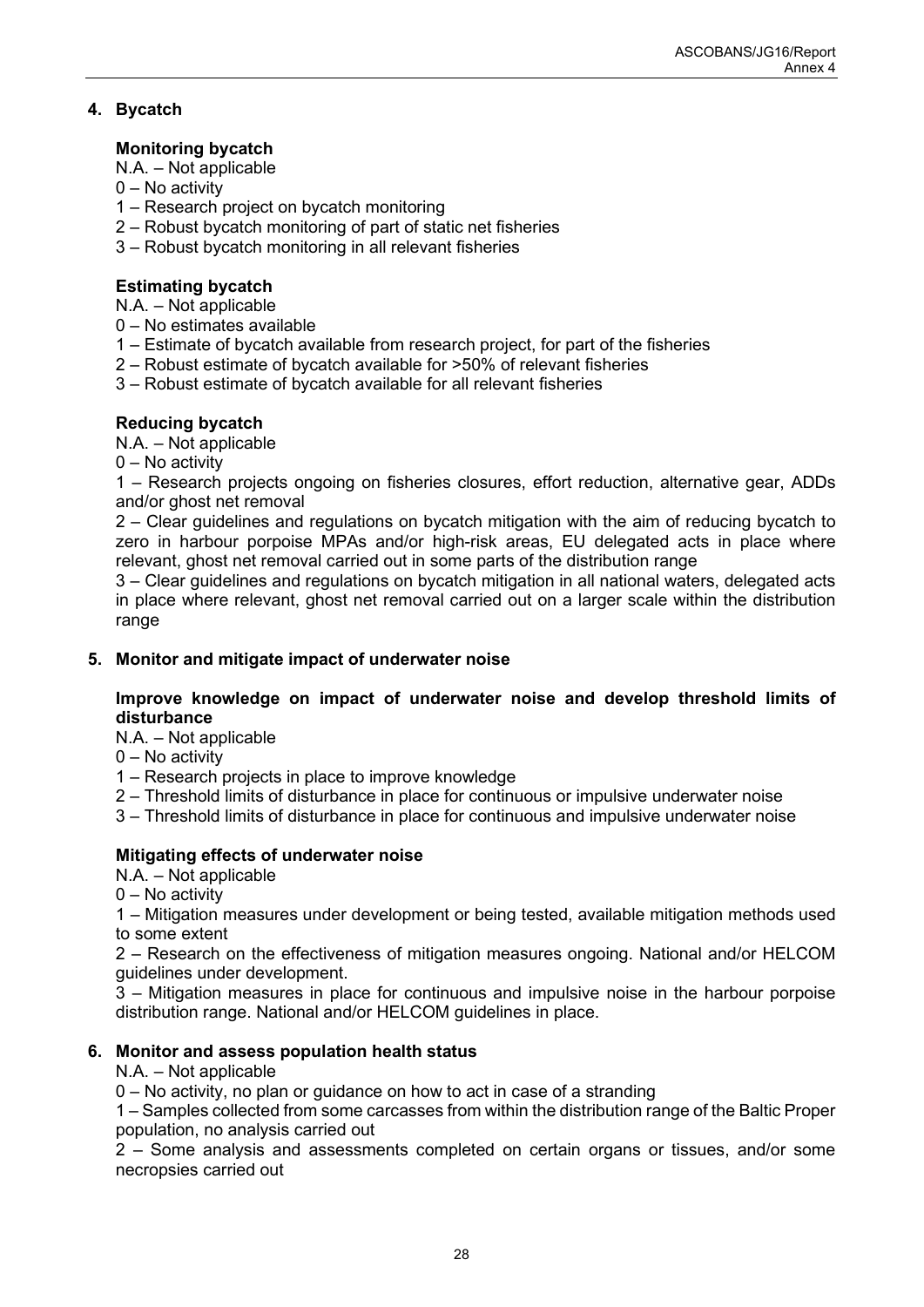## 4. Bycatch

### Monitoring bycatch

N.A. – Not applicable
0 – No activity
1 – Research project on bycatch monitoring
2 – Robust bycatch monitoring of part of static net fisheries
3 – Robust bycatch monitoring in all relevant fisheries

### Estimating bycatch

N.A. – Not applicable
0 – No estimates available
1 – Estimate of bycatch available from research project, for part of the fisheries
2 – Robust estimate of bycatch available for >50% of relevant fisheries
3 – Robust estimate of bycatch available for all relevant fisheries

### Reducing bycatch

N.A. – Not applicable
0 – No activity
1 – Research projects ongoing on fisheries closures, effort reduction, alternative gear, ADDs and/or ghost net removal
2 – Clear guidelines and regulations on bycatch mitigation with the aim of reducing bycatch to zero in harbour porpoise MPAs and/or high-risk areas, EU delegated acts in place where relevant, ghost net removal carried out in some parts of the distribution range
3 – Clear guidelines and regulations on bycatch mitigation in all national waters, delegated acts in place where relevant, ghost net removal carried out on a larger scale within the distribution range

## 5. Monitor and mitigate impact of underwater noise

### Improve knowledge on impact of underwater noise and develop threshold limits of disturbance

N.A. – Not applicable
0 – No activity
1 – Research projects in place to improve knowledge
2 – Threshold limits of disturbance in place for continuous or impulsive underwater noise
3 – Threshold limits of disturbance in place for continuous and impulsive underwater noise

### Mitigating effects of underwater noise

N.A. – Not applicable
0 – No activity
1 – Mitigation measures under development or being tested, available mitigation methods used to some extent
2 – Research on the effectiveness of mitigation measures ongoing. National and/or HELCOM guidelines under development.
3 – Mitigation measures in place for continuous and impulsive noise in the harbour porpoise distribution range. National and/or HELCOM guidelines in place.

## 6. Monitor and assess population health status

N.A. – Not applicable
0 – No activity, no plan or guidance on how to act in case of a stranding
1 – Samples collected from some carcasses from within the distribution range of the Baltic Proper population, no analysis carried out
2 – Some analysis and assessments completed on certain organs or tissues, and/or some necropsies carried out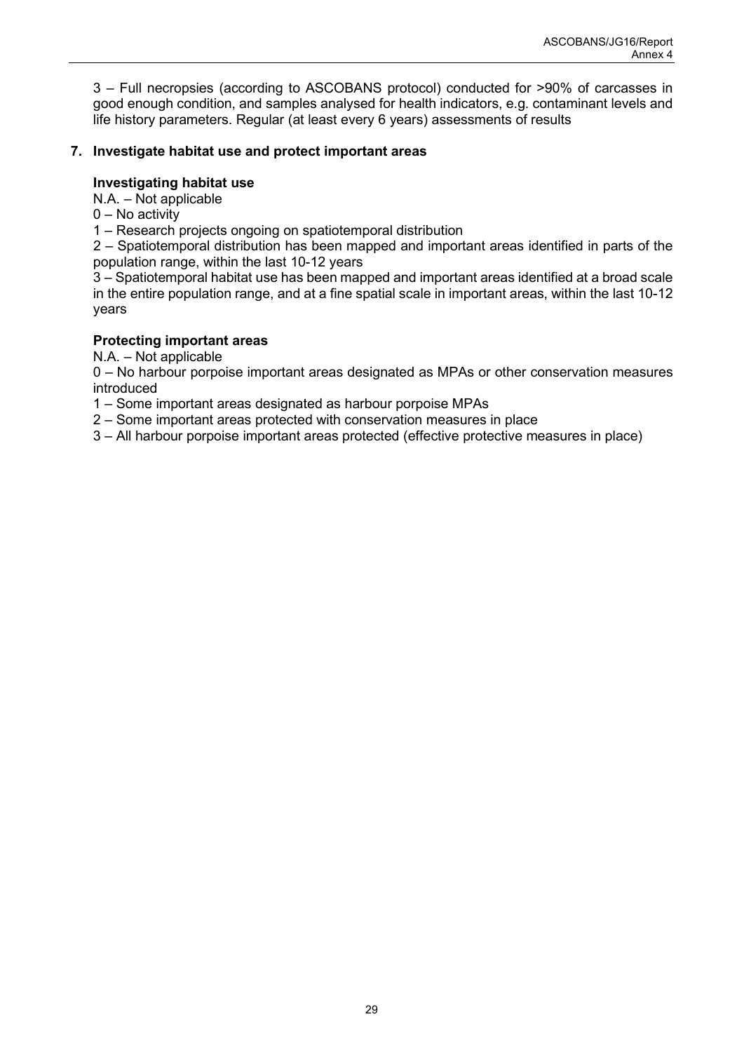3 – Full necropsies (according to ASCOBANS protocol) conducted for >90% of carcasses in good enough condition, and samples analysed for health indicators, e.g. contaminant levels and life history parameters. Regular (at least every 6 years) assessments of results

## 7. Investigate habitat use and protect important areas

### Investigating habitat use

N.A. – Not applicable
0 – No activity
1 – Research projects ongoing on spatiotemporal distribution
2 – Spatiotemporal distribution has been mapped and important areas identified in parts of the population range, within the last 10-12 years
3 – Spatiotemporal habitat use has been mapped and important areas identified at a broad scale in the entire population range, and at a fine spatial scale in important areas, within the last 10-12 years

### Protecting important areas

N.A. – Not applicable
0 – No harbour porpoise important areas designated as MPAs or other conservation measures introduced
1 – Some important areas designated as harbour porpoise MPAs
2 – Some important areas protected with conservation measures in place
3 – All harbour porpoise important areas protected (effective protective measures in place)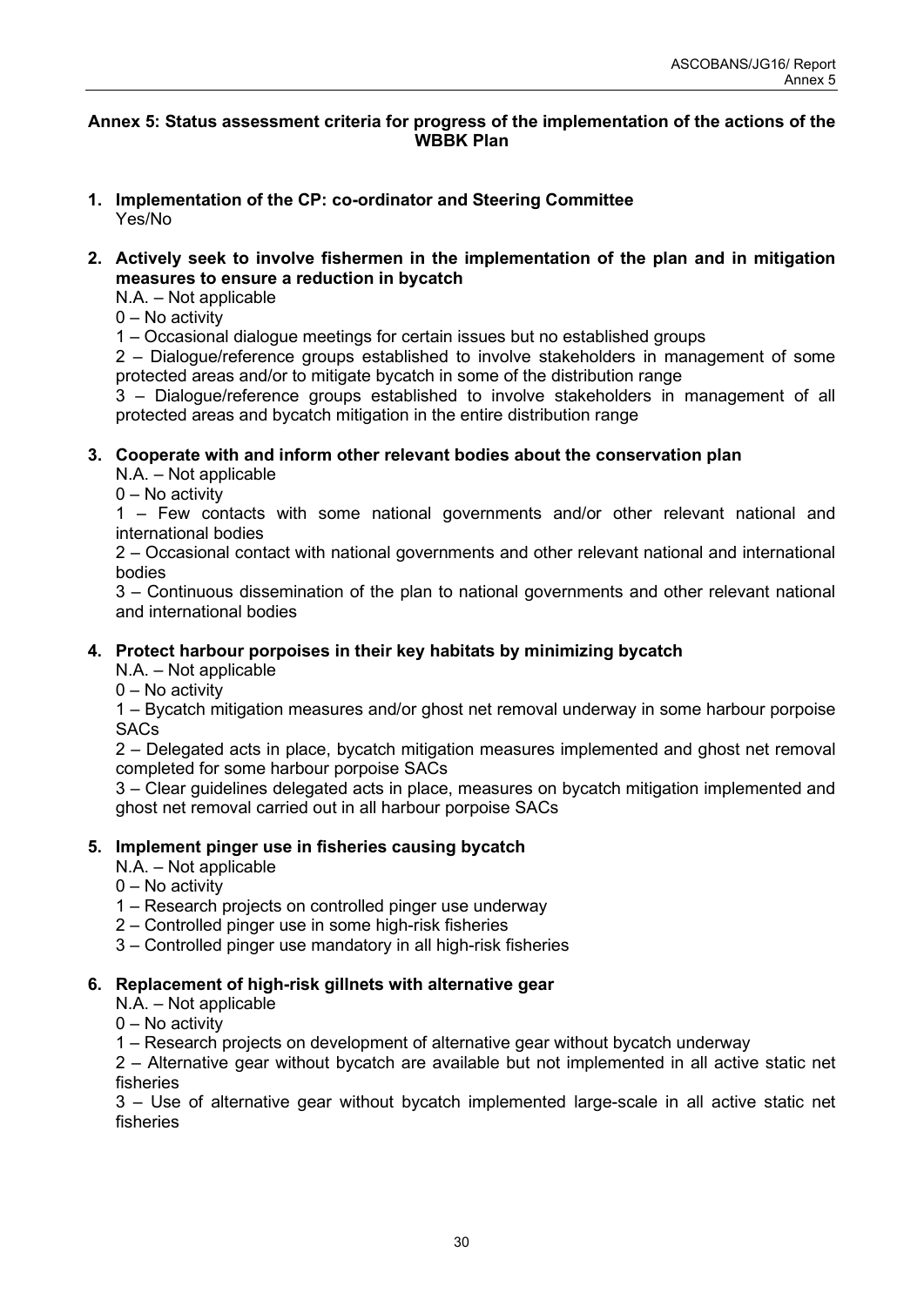## Annex 5: Status assessment criteria for progress of the implementation of the actions of the WBBK Plan

1. **Implementation of the CP: co-ordinator and Steering Committee**
   Yes/No

2. **Actively seek to involve fishermen in the implementation of the plan and in mitigation measures to ensure a reduction in bycatch**
   N.A. – Not applicable
   0 – No activity
   1 – Occasional dialogue meetings for certain issues but no established groups
   2 – Dialogue/reference groups established to involve stakeholders in management of some protected areas and/or to mitigate bycatch in some of the distribution range
   3 – Dialogue/reference groups established to involve stakeholders in management of all protected areas and bycatch mitigation in the entire distribution range

3. **Cooperate with and inform other relevant bodies about the conservation plan**
   N.A. – Not applicable
   0 – No activity
   1 – Few contacts with some national governments and/or other relevant national and international bodies
   2 – Occasional contact with national governments and other relevant national and international bodies
   3 – Continuous dissemination of the plan to national governments and other relevant national and international bodies

4. **Protect harbour porpoises in their key habitats by minimizing bycatch**
   N.A. – Not applicable
   0 – No activity
   1 – Bycatch mitigation measures and/or ghost net removal underway in some harbour porpoise SACs
   2 – Delegated acts in place, bycatch mitigation measures implemented and ghost net removal completed for some harbour porpoise SACs
   3 – Clear guidelines delegated acts in place, measures on bycatch mitigation implemented and ghost net removal carried out in all harbour porpoise SACs

5. **Implement pinger use in fisheries causing bycatch**
   N.A. – Not applicable
   0 – No activity
   1 – Research projects on controlled pinger use underway
   2 – Controlled pinger use in some high-risk fisheries
   3 – Controlled pinger use mandatory in all high-risk fisheries

6. **Replacement of high-risk gillnets with alternative gear**
   N.A. – Not applicable
   0 – No activity
   1 – Research projects on development of alternative gear without bycatch underway
   2 – Alternative gear without bycatch are available but not implemented in all active static net fisheries
   3 – Use of alternative gear without bycatch implemented large-scale in all active static net fisheries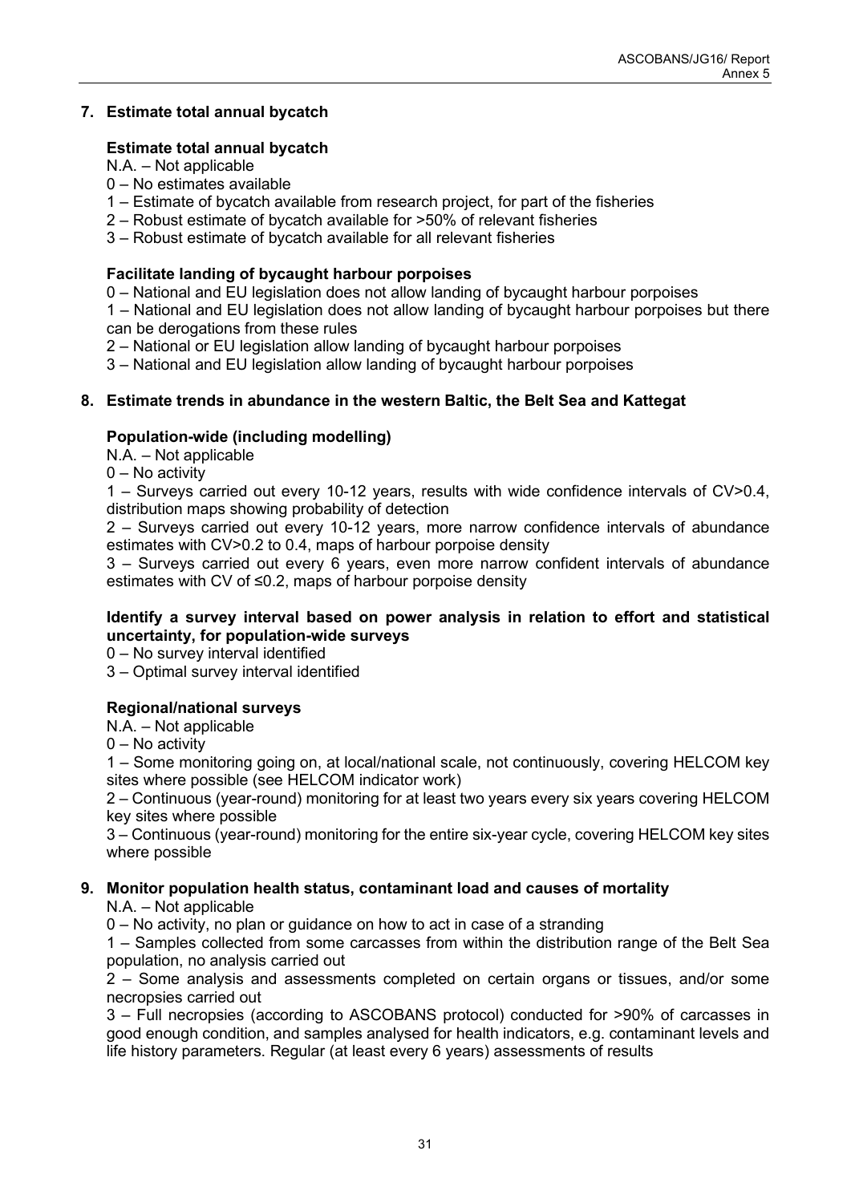## 7. Estimate total annual bycatch

### Estimate total annual bycatch

N.A. – Not applicable
0 – No estimates available
1 – Estimate of bycatch available from research project, for part of the fisheries
2 – Robust estimate of bycatch available for >50% of relevant fisheries
3 – Robust estimate of bycatch available for all relevant fisheries

### Facilitate landing of bycaught harbour porpoises

0 – National and EU legislation does not allow landing of bycaught harbour porpoises
1 – National and EU legislation does not allow landing of bycaught harbour porpoises but there can be derogations from these rules
2 – National or EU legislation allow landing of bycaught harbour porpoises
3 – National and EU legislation allow landing of bycaught harbour porpoises

## 8. Estimate trends in abundance in the western Baltic, the Belt Sea and Kattegat

### Population-wide (including modelling)

N.A. – Not applicable
0 – No activity
1 – Surveys carried out every 10-12 years, results with wide confidence intervals of CV>0.4, distribution maps showing probability of detection
2 – Surveys carried out every 10-12 years, more narrow confidence intervals of abundance estimates with CV>0.2 to 0.4, maps of harbour porpoise density
3 – Surveys carried out every 6 years, even more narrow confident intervals of abundance estimates with CV of ≤0.2, maps of harbour porpoise density

### Identify a survey interval based on power analysis in relation to effort and statistical uncertainty, for population-wide surveys

0 – No survey interval identified
3 – Optimal survey interval identified

### Regional/national surveys

N.A. – Not applicable
0 – No activity
1 – Some monitoring going on, at local/national scale, not continuously, covering HELCOM key sites where possible (see HELCOM indicator work)
2 – Continuous (year-round) monitoring for at least two years every six years covering HELCOM key sites where possible
3 – Continuous (year-round) monitoring for the entire six-year cycle, covering HELCOM key sites where possible

## 9. Monitor population health status, contaminant load and causes of mortality

N.A. – Not applicable
0 – No activity, no plan or guidance on how to act in case of a stranding
1 – Samples collected from some carcasses from within the distribution range of the Belt Sea population, no analysis carried out
2 – Some analysis and assessments completed on certain organs or tissues, and/or some necropsies carried out
3 – Full necropsies (according to ASCOBANS protocol) conducted for >90% of carcasses in good enough condition, and samples analysed for health indicators, e.g. contaminant levels and life history parameters. Regular (at least every 6 years) assessments of results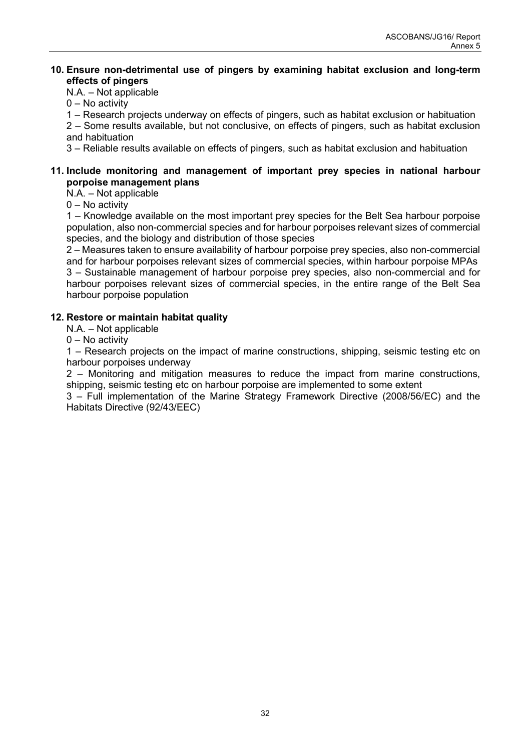**10. Ensure non-detrimental use of pingers by examining habitat exclusion and long-term effects of pingers**

N.A. – Not applicable

0 – No activity

1 – Research projects underway on effects of pingers, such as habitat exclusion or habituation

2 – Some results available, but not conclusive, on effects of pingers, such as habitat exclusion and habituation

3 – Reliable results available on effects of pingers, such as habitat exclusion and habituation

**11. Include monitoring and management of important prey species in national harbour porpoise management plans**

N.A. – Not applicable

0 – No activity

1 – Knowledge available on the most important prey species for the Belt Sea harbour porpoise population, also non-commercial species and for harbour porpoises relevant sizes of commercial species, and the biology and distribution of those species

2 – Measures taken to ensure availability of harbour porpoise prey species, also non-commercial and for harbour porpoises relevant sizes of commercial species, within harbour porpoise MPAs

3 – Sustainable management of harbour porpoise prey species, also non-commercial and for harbour porpoises relevant sizes of commercial species, in the entire range of the Belt Sea harbour porpoise population

**12. Restore or maintain habitat quality**

N.A. – Not applicable

0 – No activity

1 – Research projects on the impact of marine constructions, shipping, seismic testing etc on harbour porpoises underway

2 – Monitoring and mitigation measures to reduce the impact from marine constructions, shipping, seismic testing etc on harbour porpoise are implemented to some extent

3 – Full implementation of the Marine Strategy Framework Directive (2008/56/EC) and the Habitats Directive (92/43/EEC)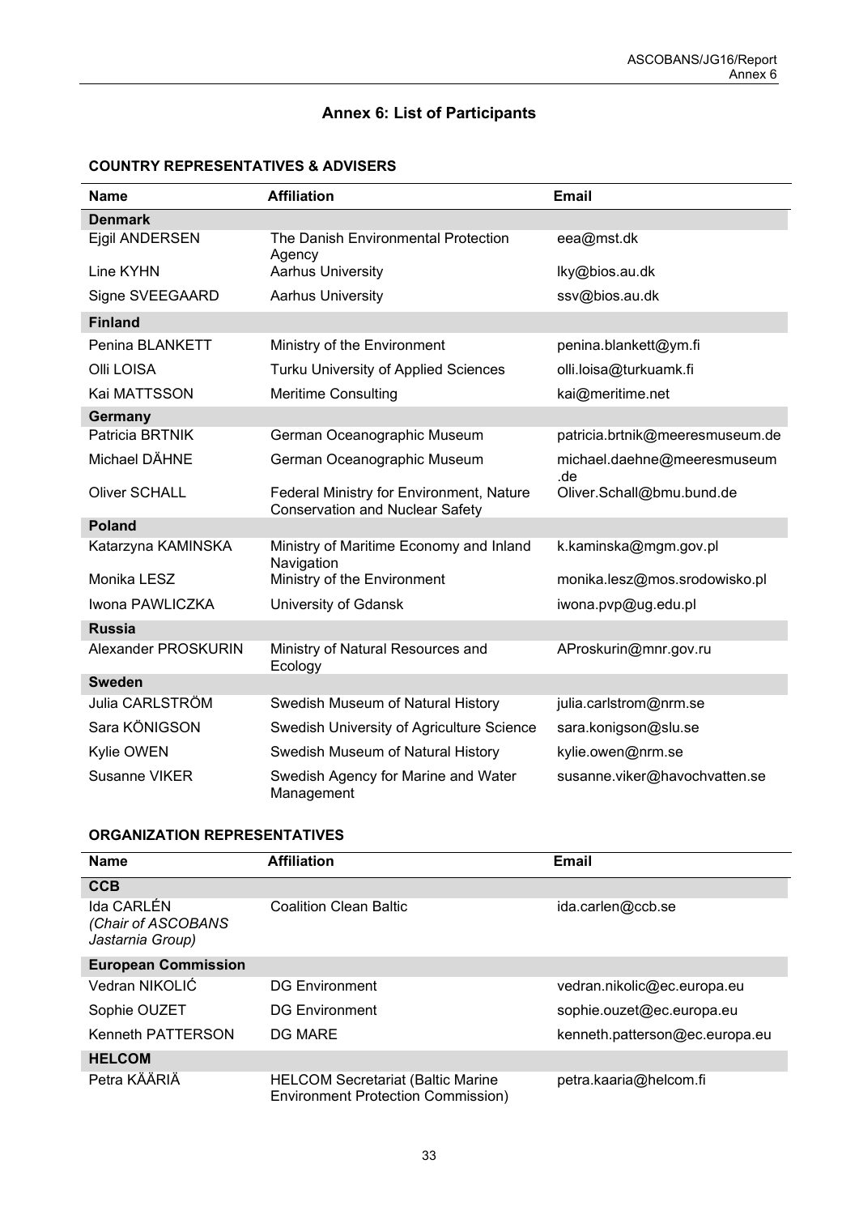# Annex 6: List of Participants

## COUNTRY REPRESENTATIVES & ADVISERS

| Name | Affiliation | Email |
|---|---|---|
| **Denmark** | | |
| Ejgil ANDERSEN | The Danish Environmental Protection Agency | eea@mst.dk |
| Line KYHN | Aarhus University | lky@bios.au.dk |
| Signe SVEEGAARD | Aarhus University | ssv@bios.au.dk |
| **Finland** | | |
| Penina BLANKETT | Ministry of the Environment | penina.blankett@ym.fi |
| Olli LOISA | Turku University of Applied Sciences | olli.loisa@turkuamk.fi |
| Kai MATTSSON | Meritime Consulting | kai@meritime.net |
| **Germany** | | |
| Patricia BRTNIK | German Oceanographic Museum | patricia.brtnik@meeresmuseum.de |
| Michael DÄHNE | German Oceanographic Museum | michael.daehne@meeresmuseum.de |
| Oliver SCHALL | Federal Ministry for Environment, Nature Conservation and Nuclear Safety | Oliver.Schall@bmu.bund.de |
| **Poland** | | |
| Katarzyna KAMINSKA | Ministry of Maritime Economy and Inland Navigation | k.kaminska@mgm.gov.pl |
| Monika LESZ | Ministry of the Environment | monika.lesz@mos.srodowisko.pl |
| Iwona PAWLICZKA | University of Gdansk | iwona.pvp@ug.edu.pl |
| **Russia** | | |
| Alexander PROSKURIN | Ministry of Natural Resources and Ecology | AProskurin@mnr.gov.ru |
| **Sweden** | | |
| Julia CARLSTRÖM | Swedish Museum of Natural History | julia.carlstrom@nrm.se |
| Sara KÖNIGSON | Swedish University of Agriculture Science | sara.konigson@slu.se |
| Kylie OWEN | Swedish Museum of Natural History | kylie.owen@nrm.se |
| Susanne VIKER | Swedish Agency for Marine and Water Management | susanne.viker@havochvatten.se |

## ORGANIZATION REPRESENTATIVES

| Name | Affiliation | Email |
|---|---|---|
| **CCB** | | |
| Ida CARLÉN *(Chair of ASCOBANS Jastarnia Group)* | Coalition Clean Baltic | ida.carlen@ccb.se |
| **European Commission** | | |
| Vedran NIKOLIĆ | DG Environment | vedran.nikolic@ec.europa.eu |
| Sophie OUZET | DG Environment | sophie.ouzet@ec.europa.eu |
| Kenneth PATTERSON | DG MARE | kenneth.patterson@ec.europa.eu |
| **HELCOM** | | |
| Petra KÄÄRIÄ | HELCOM Secretariat (Baltic Marine Environment Protection Commission) | petra.kaaria@helcom.fi |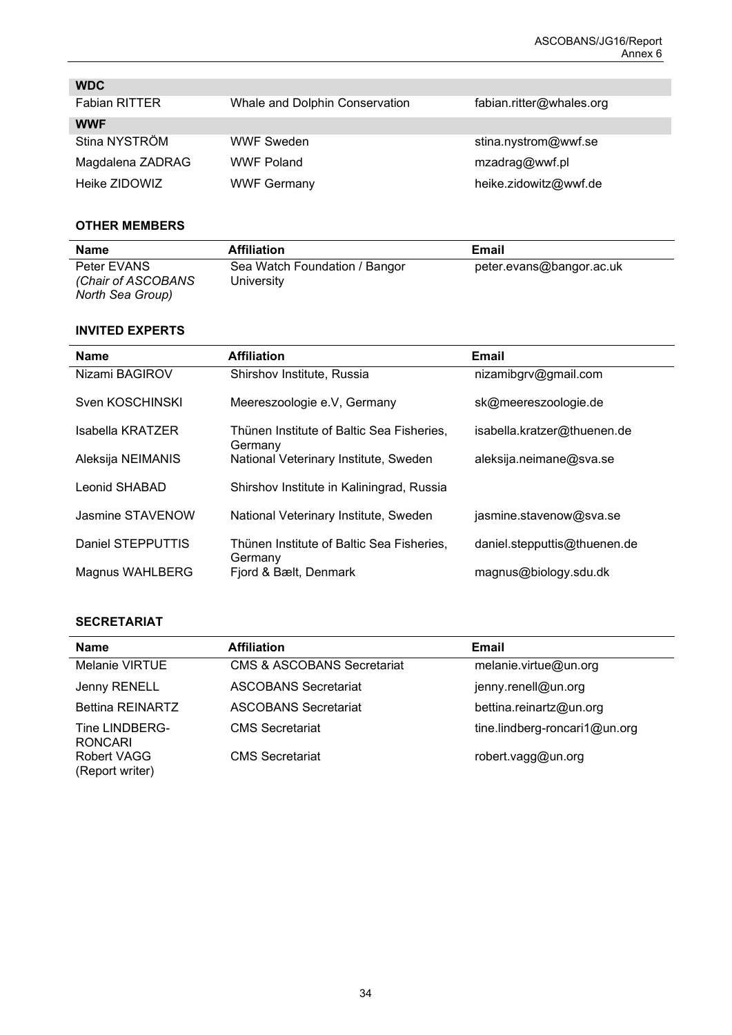| | | |
|---|---|---|
| **WDC** | | |
| Fabian RITTER | Whale and Dolphin Conservation | fabian.ritter@whales.org |
| **WWF** | | |
| Stina NYSTRÖM | WWF Sweden | stina.nystrom@wwf.se |
| Magdalena ZADRAG | WWF Poland | mzadrag@wwf.pl |
| Heike ZIDOWIZ | WWF Germany | heike.zidowitz@wwf.de |

**OTHER MEMBERS**

| Name | Affiliation | Email |
|---|---|---|
| Peter EVANS *(Chair of ASCOBANS North Sea Group)* | Sea Watch Foundation / Bangor University | peter.evans@bangor.ac.uk |

**INVITED EXPERTS**

| Name | Affiliation | Email |
|---|---|---|
| Nizami BAGIROV | Shirshov Institute, Russia | nizamibgrv@gmail.com |
| Sven KOSCHINSKI | Meereszoologie e.V, Germany | sk@meereszoologie.de |
| Isabella KRATZER | Thünen Institute of Baltic Sea Fisheries, Germany | isabella.kratzer@thuenen.de |
| Aleksija NEIMANIS | National Veterinary Institute, Sweden | aleksija.neimane@sva.se |
| Leonid SHABAD | Shirshov Institute in Kaliningrad, Russia | |
| Jasmine STAVENOW | National Veterinary Institute, Sweden | jasmine.stavenow@sva.se |
| Daniel STEPPUTTIS | Thünen Institute of Baltic Sea Fisheries, Germany | daniel.stepputtis@thuenen.de |
| Magnus WAHLBERG | Fjord & Bælt, Denmark | magnus@biology.sdu.dk |

**SECRETARIAT**

| Name | Affiliation | Email |
|---|---|---|
| Melanie VIRTUE | CMS & ASCOBANS Secretariat | melanie.virtue@un.org |
| Jenny RENELL | ASCOBANS Secretariat | jenny.renell@un.org |
| Bettina REINARTZ | ASCOBANS Secretariat | bettina.reinartz@un.org |
| Tine LINDBERG-RONCARI | CMS Secretariat | tine.lindberg-roncari1@un.org |
| Robert VAGG (Report writer) | CMS Secretariat | robert.vagg@un.org |